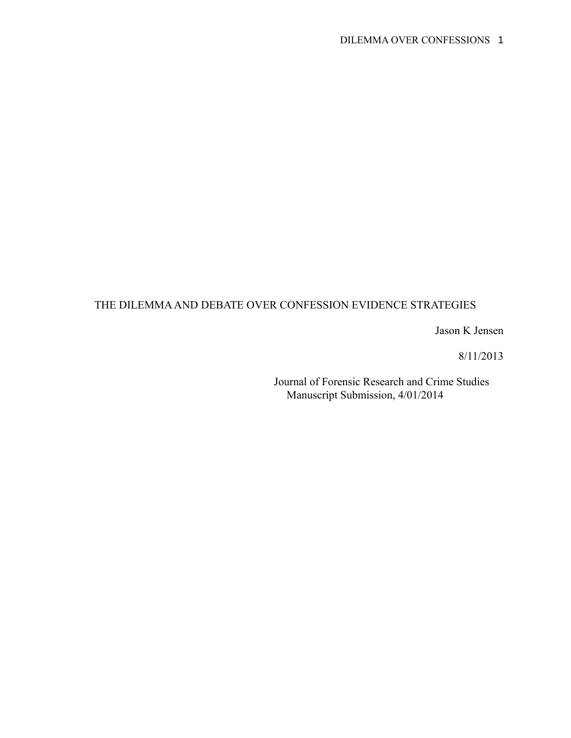# THE DILEMMA AND DEBATE OVER CONFESSION EVIDENCE STRATEGIES

Jason K Jensen

8/11/2013

Journal of Forensic Research and Crime Studies
Manuscript Submission, 4/01/2014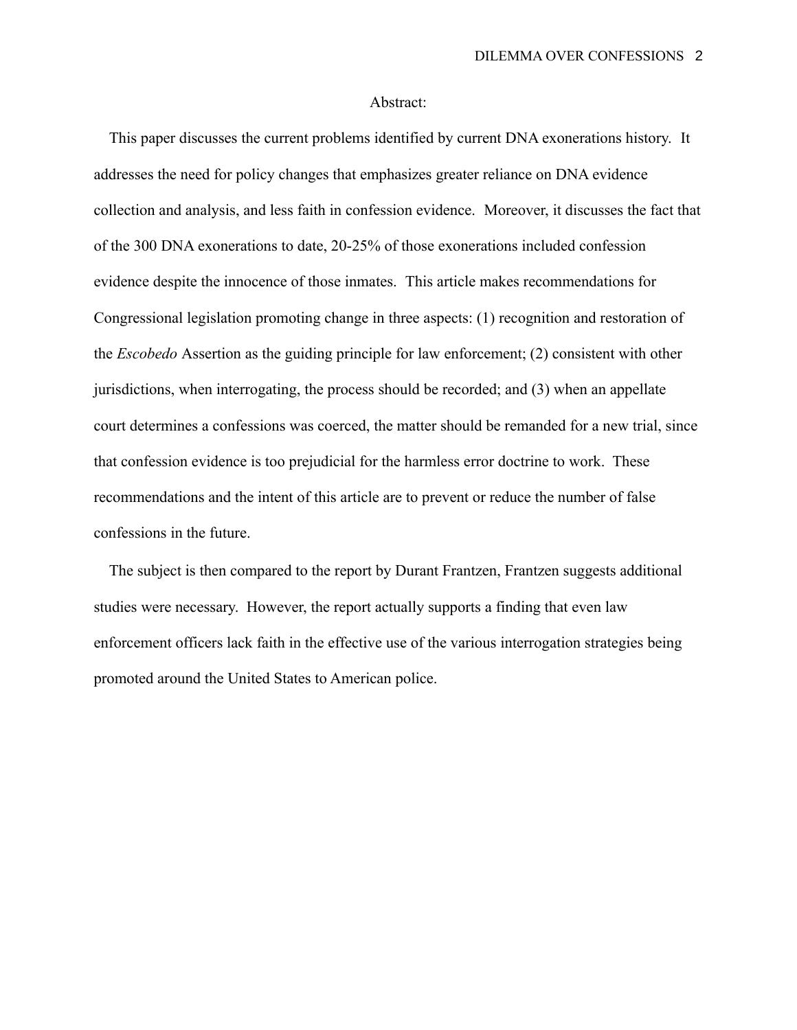Abstract:

This paper discusses the current problems identified by current DNA exonerations history. It addresses the need for policy changes that emphasizes greater reliance on DNA evidence collection and analysis, and less faith in confession evidence. Moreover, it discusses the fact that of the 300 DNA exonerations to date, 20-25% of those exonerations included confession evidence despite the innocence of those inmates. This article makes recommendations for Congressional legislation promoting change in three aspects: (1) recognition and restoration of the *Escobedo* Assertion as the guiding principle for law enforcement; (2) consistent with other jurisdictions, when interrogating, the process should be recorded; and (3) when an appellate court determines a confessions was coerced, the matter should be remanded for a new trial, since that confession evidence is too prejudicial for the harmless error doctrine to work. These recommendations and the intent of this article are to prevent or reduce the number of false confessions in the future.

The subject is then compared to the report by Durant Frantzen, Frantzen suggests additional studies were necessary. However, the report actually supports a finding that even law enforcement officers lack faith in the effective use of the various interrogation strategies being promoted around the United States to American police.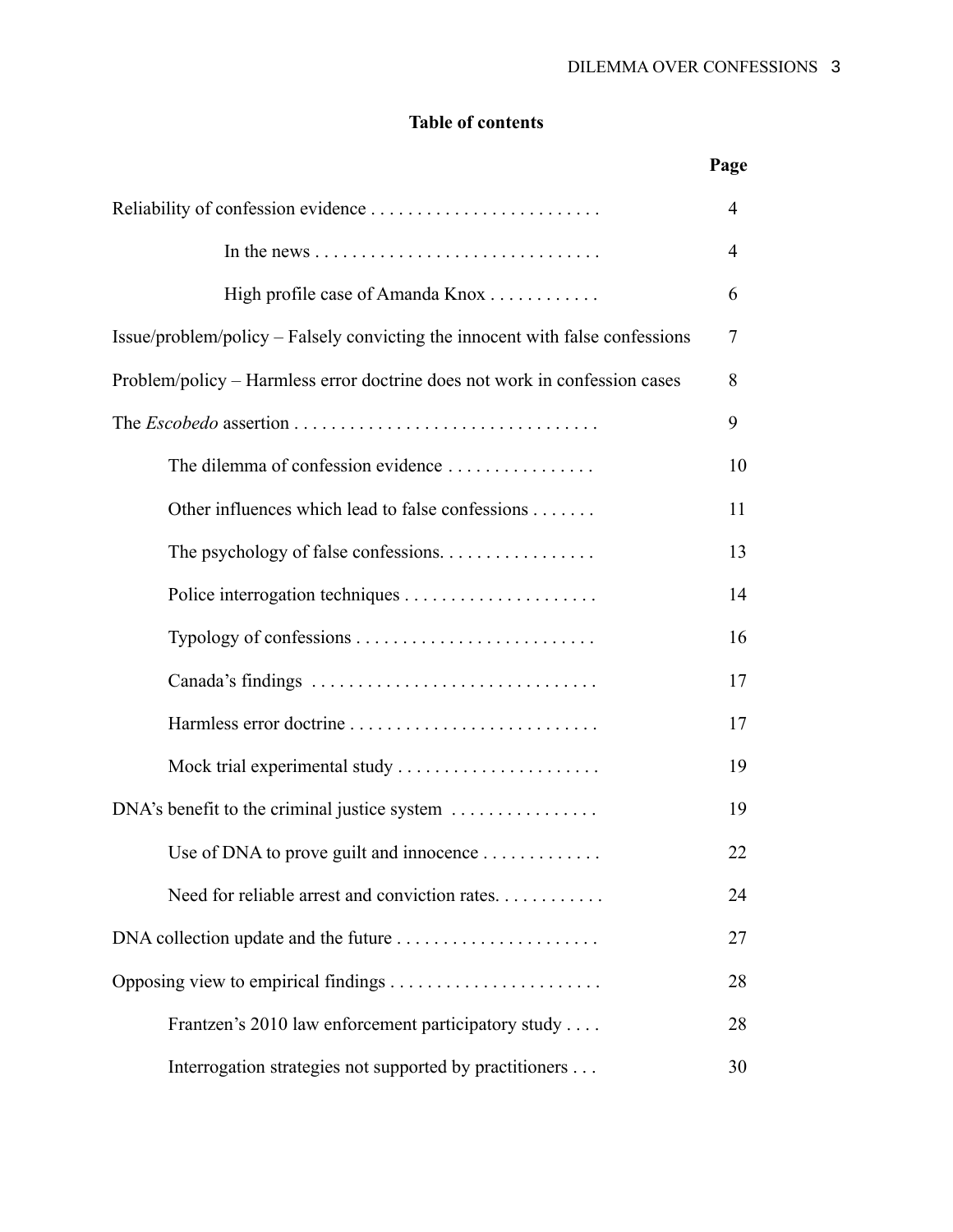**Table of contents**

| | Page |
|---|---|
| Reliability of confession evidence | 4 |
| In the news | 4 |
| High profile case of Amanda Knox | 6 |
| Issue/problem/policy – Falsely convicting the innocent with false confessions | 7 |
| Problem/policy – Harmless error doctrine does not work in confession cases | 8 |
| The *Escobedo* assertion | 9 |
| The dilemma of confession evidence | 10 |
| Other influences which lead to false confessions | 11 |
| The psychology of false confessions. | 13 |
| Police interrogation techniques | 14 |
| Typology of confessions | 16 |
| Canada's findings | 17 |
| Harmless error doctrine | 17 |
| Mock trial experimental study | 19 |
| DNA's benefit to the criminal justice system | 19 |
| Use of DNA to prove guilt and innocence | 22 |
| Need for reliable arrest and conviction rates. | 24 |
| DNA collection update and the future | 27 |
| Opposing view to empirical findings | 28 |
| Frantzen's 2010 law enforcement participatory study | 28 |
| Interrogation strategies not supported by practitioners | 30 |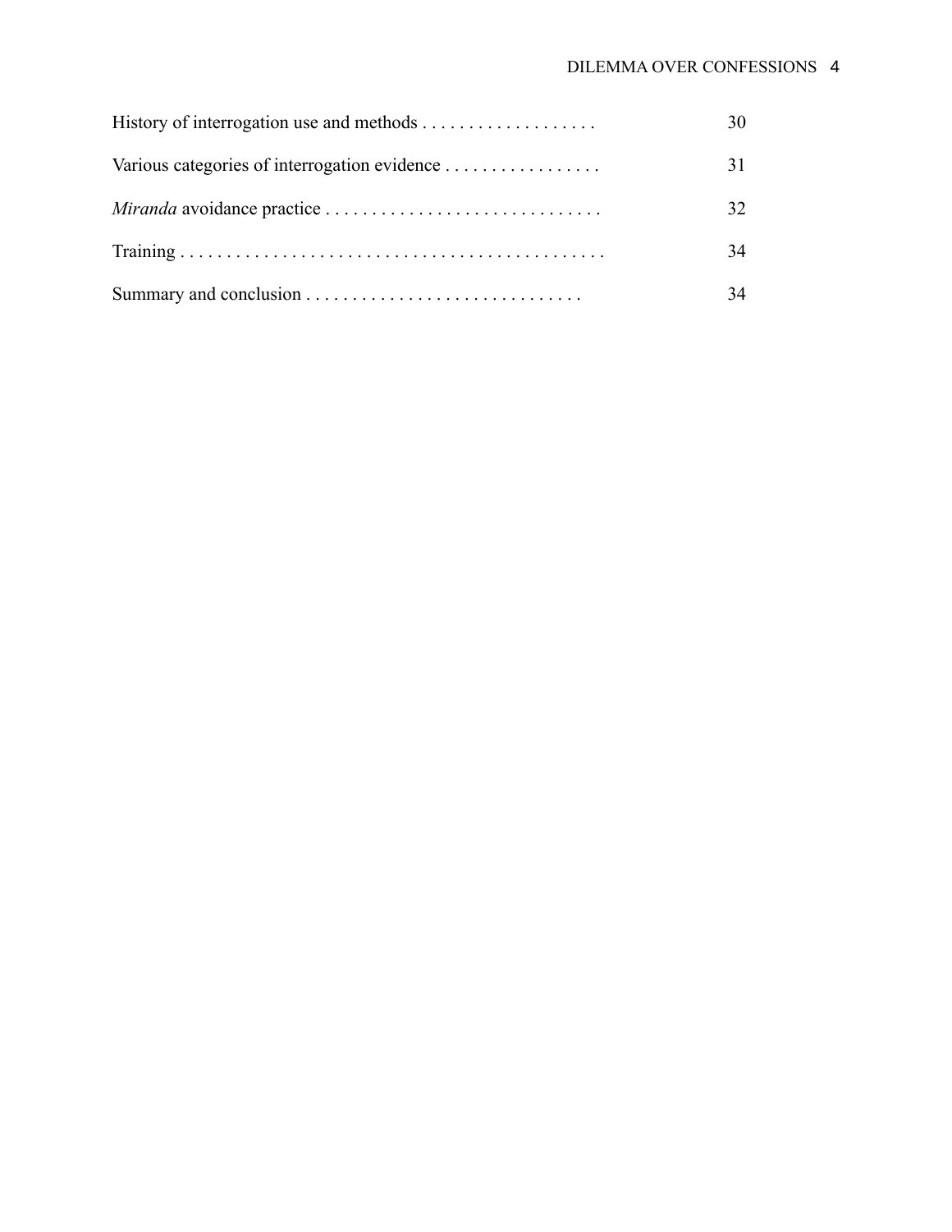History of interrogation use and methods . . . . . . . . . . . . . . . . . . . 30

Various categories of interrogation evidence . . . . . . . . . . . . . . . . . 31

*Miranda* avoidance practice . . . . . . . . . . . . . . . . . . . . . . . . . . . . . . 32

Training . . . . . . . . . . . . . . . . . . . . . . . . . . . . . . . . . . . . . . . . . . . . . 34

Summary and conclusion . . . . . . . . . . . . . . . . . . . . . . . . . . . . . . 34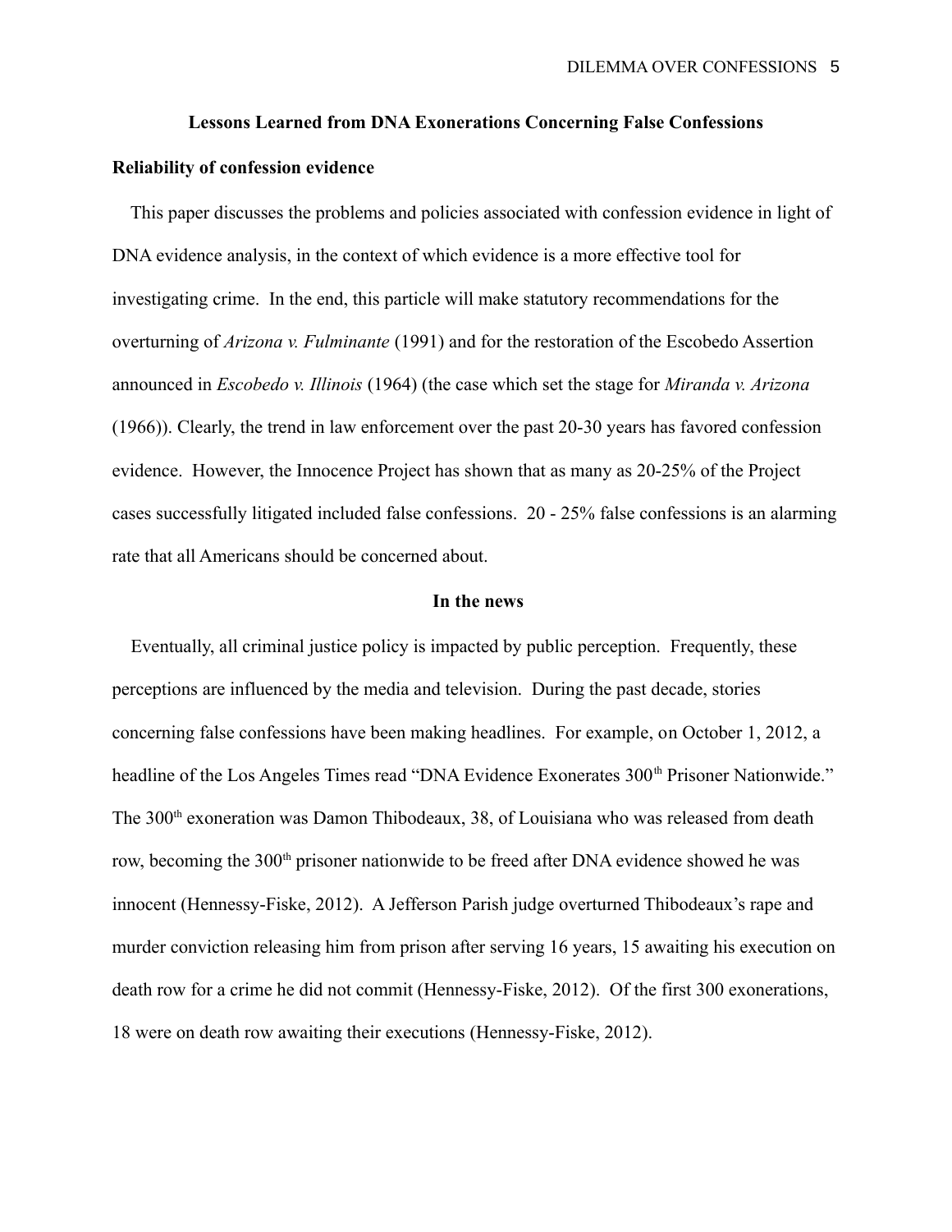## Lessons Learned from DNA Exonerations Concerning False Confessions

### Reliability of confession evidence

This paper discusses the problems and policies associated with confession evidence in light of DNA evidence analysis, in the context of which evidence is a more effective tool for investigating crime. In the end, this particle will make statutory recommendations for the overturning of *Arizona v. Fulminante* (1991) and for the restoration of the Escobedo Assertion announced in *Escobedo v. Illinois* (1964) (the case which set the stage for *Miranda v. Arizona* (1966)). Clearly, the trend in law enforcement over the past 20-30 years has favored confession evidence. However, the Innocence Project has shown that as many as 20-25% of the Project cases successfully litigated included false confessions. 20 - 25% false confessions is an alarming rate that all Americans should be concerned about.

### In the news

Eventually, all criminal justice policy is impacted by public perception. Frequently, these perceptions are influenced by the media and television. During the past decade, stories concerning false confessions have been making headlines. For example, on October 1, 2012, a headline of the Los Angeles Times read "DNA Evidence Exonerates 300th Prisoner Nationwide." The 300th exoneration was Damon Thibodeaux, 38, of Louisiana who was released from death row, becoming the 300th prisoner nationwide to be freed after DNA evidence showed he was innocent (Hennessy-Fiske, 2012). A Jefferson Parish judge overturned Thibodeaux's rape and murder conviction releasing him from prison after serving 16 years, 15 awaiting his execution on death row for a crime he did not commit (Hennessy-Fiske, 2012). Of the first 300 exonerations, 18 were on death row awaiting their executions (Hennessy-Fiske, 2012).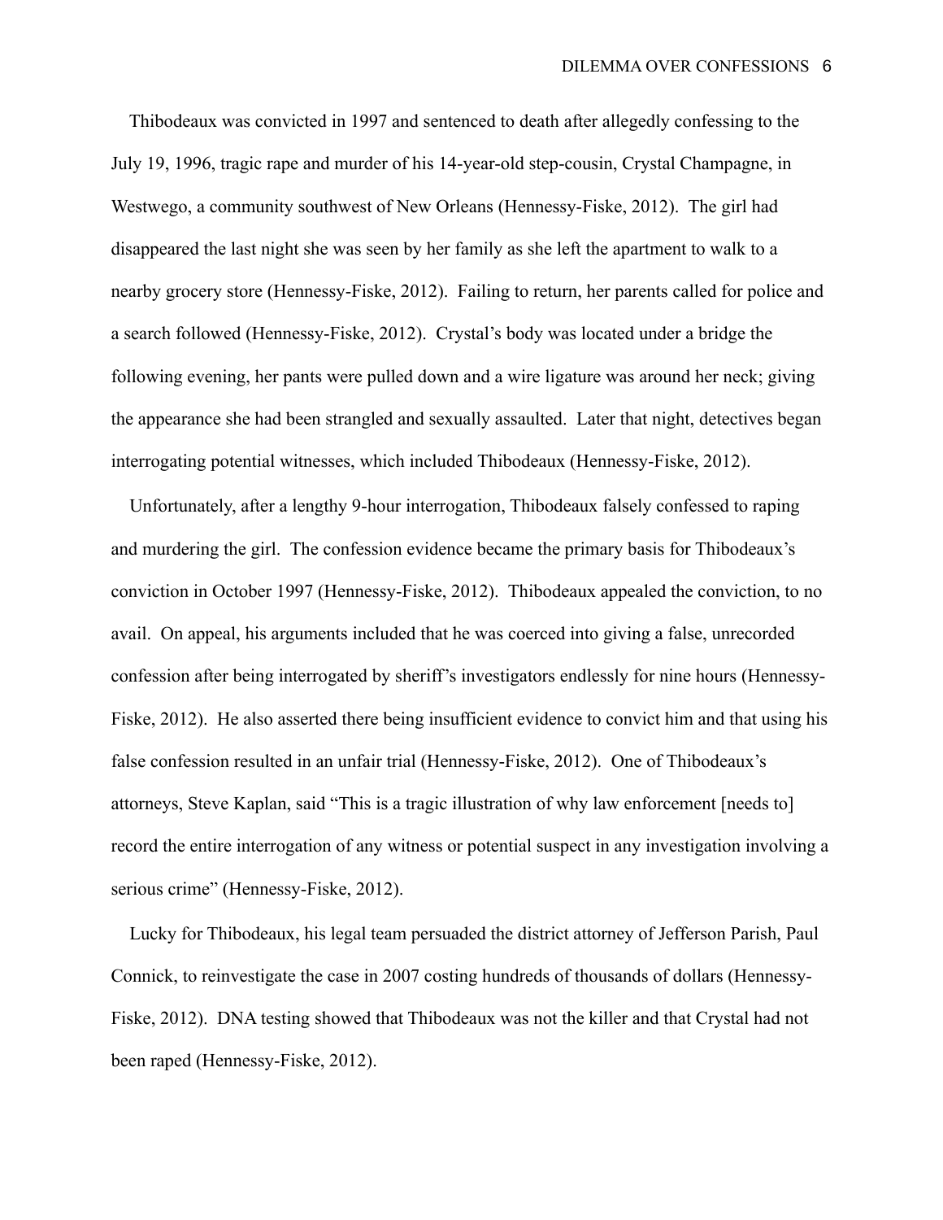Thibodeaux was convicted in 1997 and sentenced to death after allegedly confessing to the July 19, 1996, tragic rape and murder of his 14-year-old step-cousin, Crystal Champagne, in Westwego, a community southwest of New Orleans (Hennessy-Fiske, 2012). The girl had disappeared the last night she was seen by her family as she left the apartment to walk to a nearby grocery store (Hennessy-Fiske, 2012). Failing to return, her parents called for police and a search followed (Hennessy-Fiske, 2012). Crystal's body was located under a bridge the following evening, her pants were pulled down and a wire ligature was around her neck; giving the appearance she had been strangled and sexually assaulted. Later that night, detectives began interrogating potential witnesses, which included Thibodeaux (Hennessy-Fiske, 2012).

Unfortunately, after a lengthy 9-hour interrogation, Thibodeaux falsely confessed to raping and murdering the girl. The confession evidence became the primary basis for Thibodeaux's conviction in October 1997 (Hennessy-Fiske, 2012). Thibodeaux appealed the conviction, to no avail. On appeal, his arguments included that he was coerced into giving a false, unrecorded confession after being interrogated by sheriff's investigators endlessly for nine hours (Hennessy-Fiske, 2012). He also asserted there being insufficient evidence to convict him and that using his false confession resulted in an unfair trial (Hennessy-Fiske, 2012). One of Thibodeaux's attorneys, Steve Kaplan, said "This is a tragic illustration of why law enforcement [needs to] record the entire interrogation of any witness or potential suspect in any investigation involving a serious crime" (Hennessy-Fiske, 2012).

Lucky for Thibodeaux, his legal team persuaded the district attorney of Jefferson Parish, Paul Connick, to reinvestigate the case in 2007 costing hundreds of thousands of dollars (Hennessy-Fiske, 2012). DNA testing showed that Thibodeaux was not the killer and that Crystal had not been raped (Hennessy-Fiske, 2012).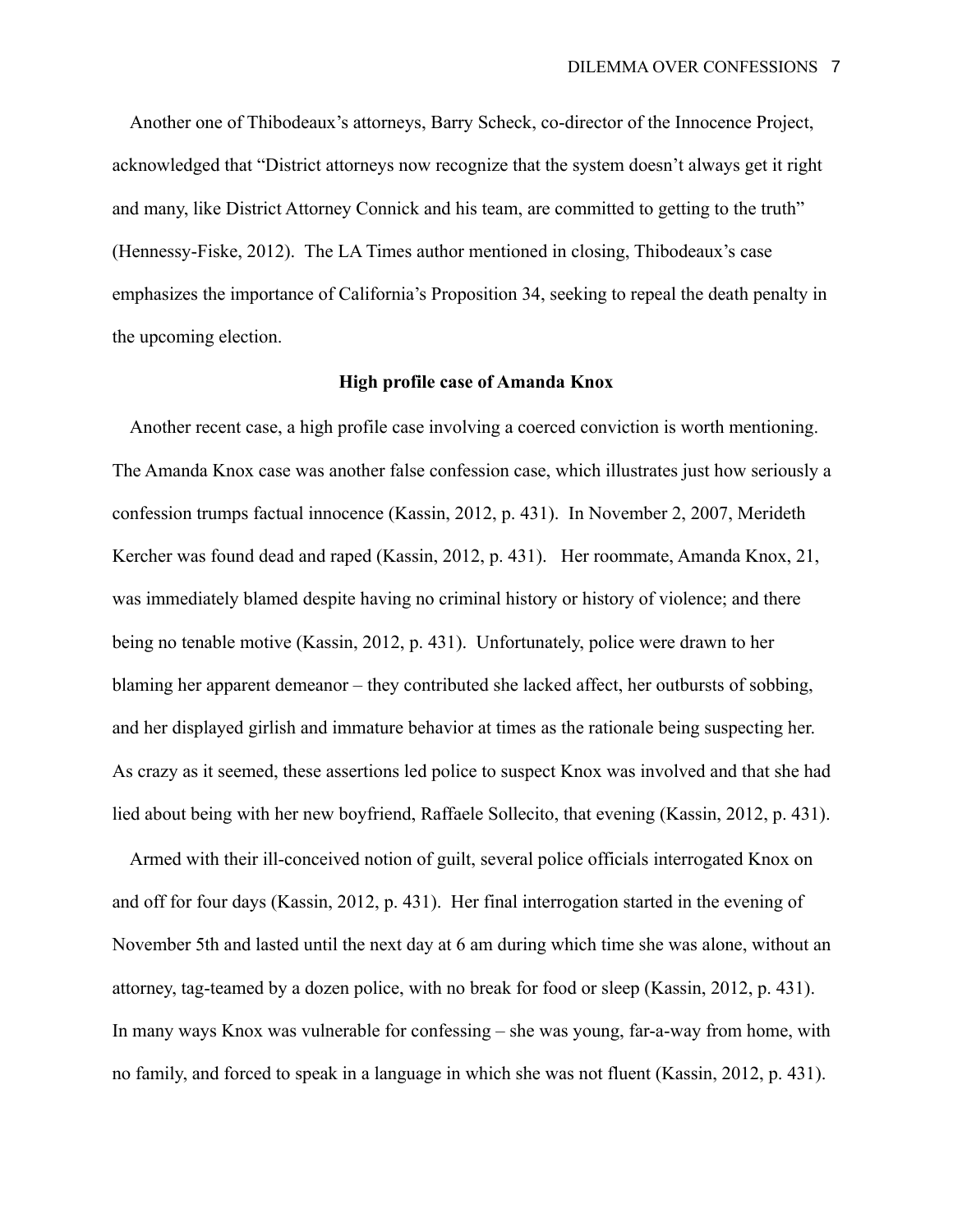Another one of Thibodeaux's attorneys, Barry Scheck, co-director of the Innocence Project, acknowledged that "District attorneys now recognize that the system doesn't always get it right and many, like District Attorney Connick and his team, are committed to getting to the truth" (Hennessy-Fiske, 2012). The LA Times author mentioned in closing, Thibodeaux's case emphasizes the importance of California's Proposition 34, seeking to repeal the death penalty in the upcoming election.

**High profile case of Amanda Knox**

Another recent case, a high profile case involving a coerced conviction is worth mentioning. The Amanda Knox case was another false confession case, which illustrates just how seriously a confession trumps factual innocence (Kassin, 2012, p. 431). In November 2, 2007, Merideth Kercher was found dead and raped (Kassin, 2012, p. 431). Her roommate, Amanda Knox, 21, was immediately blamed despite having no criminal history or history of violence; and there being no tenable motive (Kassin, 2012, p. 431). Unfortunately, police were drawn to her blaming her apparent demeanor – they contributed she lacked affect, her outbursts of sobbing, and her displayed girlish and immature behavior at times as the rationale being suspecting her. As crazy as it seemed, these assertions led police to suspect Knox was involved and that she had lied about being with her new boyfriend, Raffaele Sollecito, that evening (Kassin, 2012, p. 431).

Armed with their ill-conceived notion of guilt, several police officials interrogated Knox on and off for four days (Kassin, 2012, p. 431). Her final interrogation started in the evening of November 5th and lasted until the next day at 6 am during which time she was alone, without an attorney, tag-teamed by a dozen police, with no break for food or sleep (Kassin, 2012, p. 431). In many ways Knox was vulnerable for confessing – she was young, far-a-way from home, with no family, and forced to speak in a language in which she was not fluent (Kassin, 2012, p. 431).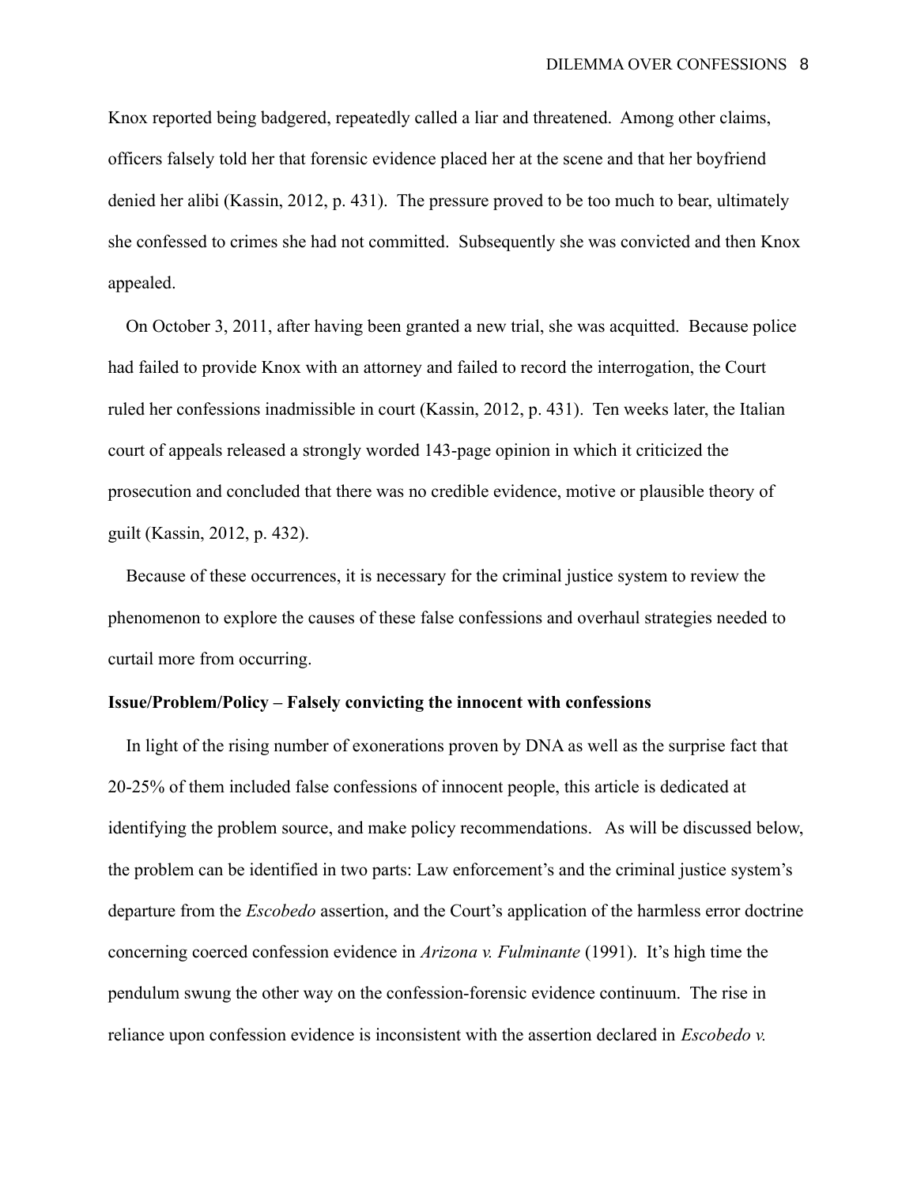Knox reported being badgered, repeatedly called a liar and threatened. Among other claims, officers falsely told her that forensic evidence placed her at the scene and that her boyfriend denied her alibi (Kassin, 2012, p. 431). The pressure proved to be too much to bear, ultimately she confessed to crimes she had not committed. Subsequently she was convicted and then Knox appealed.

On October 3, 2011, after having been granted a new trial, she was acquitted. Because police had failed to provide Knox with an attorney and failed to record the interrogation, the Court ruled her confessions inadmissible in court (Kassin, 2012, p. 431). Ten weeks later, the Italian court of appeals released a strongly worded 143-page opinion in which it criticized the prosecution and concluded that there was no credible evidence, motive or plausible theory of guilt (Kassin, 2012, p. 432).

Because of these occurrences, it is necessary for the criminal justice system to review the phenomenon to explore the causes of these false confessions and overhaul strategies needed to curtail more from occurring.

**Issue/Problem/Policy – Falsely convicting the innocent with confessions**

In light of the rising number of exonerations proven by DNA as well as the surprise fact that 20-25% of them included false confessions of innocent people, this article is dedicated at identifying the problem source, and make policy recommendations. As will be discussed below, the problem can be identified in two parts: Law enforcement's and the criminal justice system's departure from the *Escobedo* assertion, and the Court's application of the harmless error doctrine concerning coerced confession evidence in *Arizona v. Fulminante* (1991). It's high time the pendulum swung the other way on the confession-forensic evidence continuum. The rise in reliance upon confession evidence is inconsistent with the assertion declared in *Escobedo v.*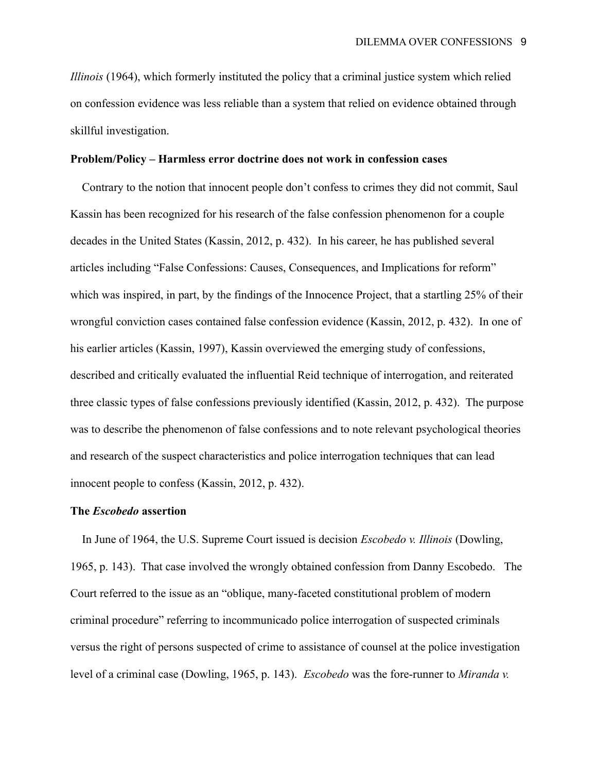*Illinois* (1964), which formerly instituted the policy that a criminal justice system which relied on confession evidence was less reliable than a system that relied on evidence obtained through skillful investigation.

**Problem/Policy – Harmless error doctrine does not work in confession cases**

Contrary to the notion that innocent people don't confess to crimes they did not commit, Saul Kassin has been recognized for his research of the false confession phenomenon for a couple decades in the United States (Kassin, 2012, p. 432). In his career, he has published several articles including "False Confessions: Causes, Consequences, and Implications for reform" which was inspired, in part, by the findings of the Innocence Project, that a startling 25% of their wrongful conviction cases contained false confession evidence (Kassin, 2012, p. 432). In one of his earlier articles (Kassin, 1997), Kassin overviewed the emerging study of confessions, described and critically evaluated the influential Reid technique of interrogation, and reiterated three classic types of false confessions previously identified (Kassin, 2012, p. 432). The purpose was to describe the phenomenon of false confessions and to note relevant psychological theories and research of the suspect characteristics and police interrogation techniques that can lead innocent people to confess (Kassin, 2012, p. 432).

**The *Escobedo* assertion**

In June of 1964, the U.S. Supreme Court issued is decision *Escobedo v. Illinois* (Dowling, 1965, p. 143). That case involved the wrongly obtained confession from Danny Escobedo. The Court referred to the issue as an "oblique, many-faceted constitutional problem of modern criminal procedure" referring to incommunicado police interrogation of suspected criminals versus the right of persons suspected of crime to assistance of counsel at the police investigation level of a criminal case (Dowling, 1965, p. 143). *Escobedo* was the fore-runner to *Miranda v.*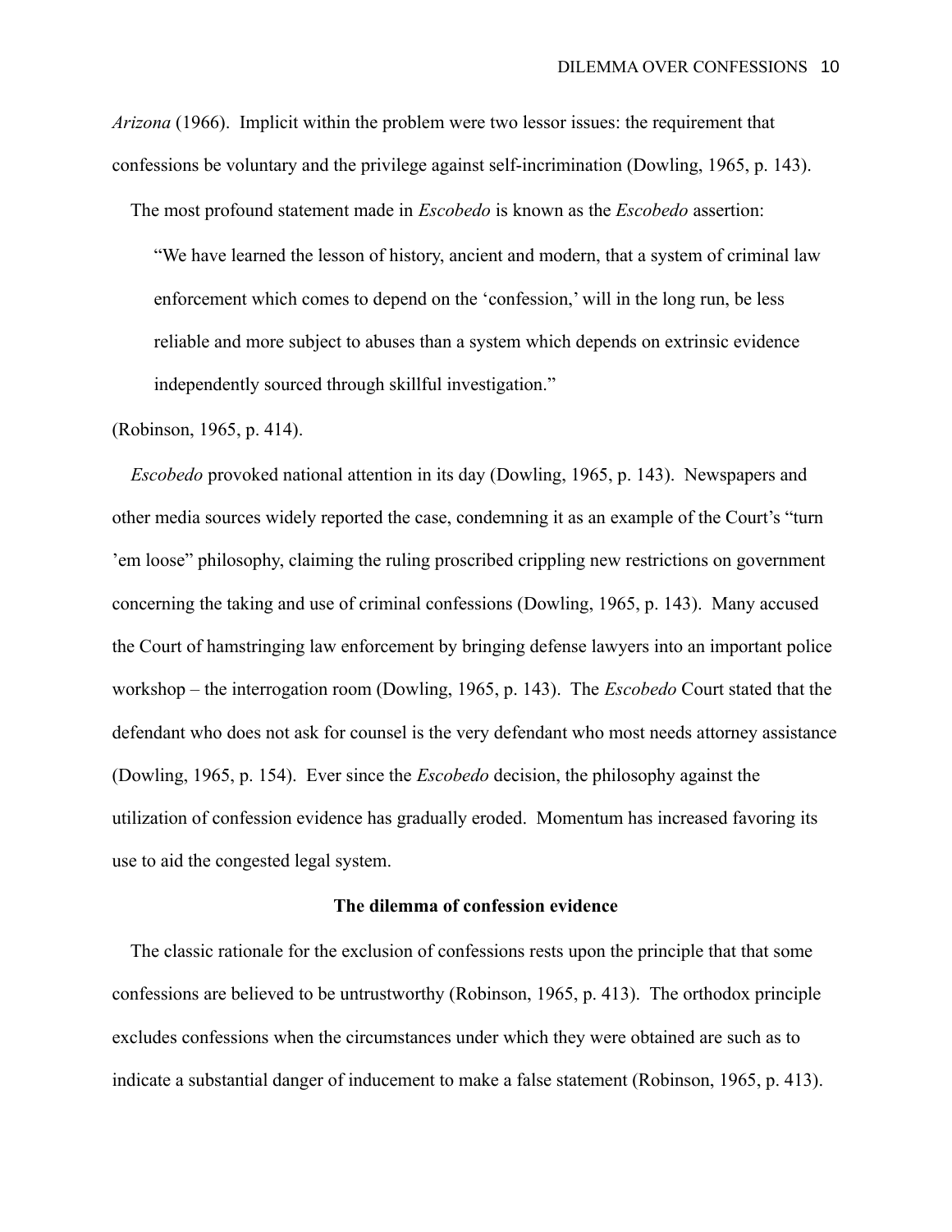*Arizona* (1966). Implicit within the problem were two lessor issues: the requirement that confessions be voluntary and the privilege against self-incrimination (Dowling, 1965, p. 143).

The most profound statement made in *Escobedo* is known as the *Escobedo* assertion:

> "We have learned the lesson of history, ancient and modern, that a system of criminal law enforcement which comes to depend on the 'confession,' will in the long run, be less reliable and more subject to abuses than a system which depends on extrinsic evidence independently sourced through skillful investigation."

(Robinson, 1965, p. 414).

*Escobedo* provoked national attention in its day (Dowling, 1965, p. 143). Newspapers and other media sources widely reported the case, condemning it as an example of the Court's "turn 'em loose" philosophy, claiming the ruling proscribed crippling new restrictions on government concerning the taking and use of criminal confessions (Dowling, 1965, p. 143). Many accused the Court of hamstringing law enforcement by bringing defense lawyers into an important police workshop – the interrogation room (Dowling, 1965, p. 143). The *Escobedo* Court stated that the defendant who does not ask for counsel is the very defendant who most needs attorney assistance (Dowling, 1965, p. 154). Ever since the *Escobedo* decision, the philosophy against the utilization of confession evidence has gradually eroded. Momentum has increased favoring its use to aid the congested legal system.

**The dilemma of confession evidence**

The classic rationale for the exclusion of confessions rests upon the principle that that some confessions are believed to be untrustworthy (Robinson, 1965, p. 413). The orthodox principle excludes confessions when the circumstances under which they were obtained are such as to indicate a substantial danger of inducement to make a false statement (Robinson, 1965, p. 413).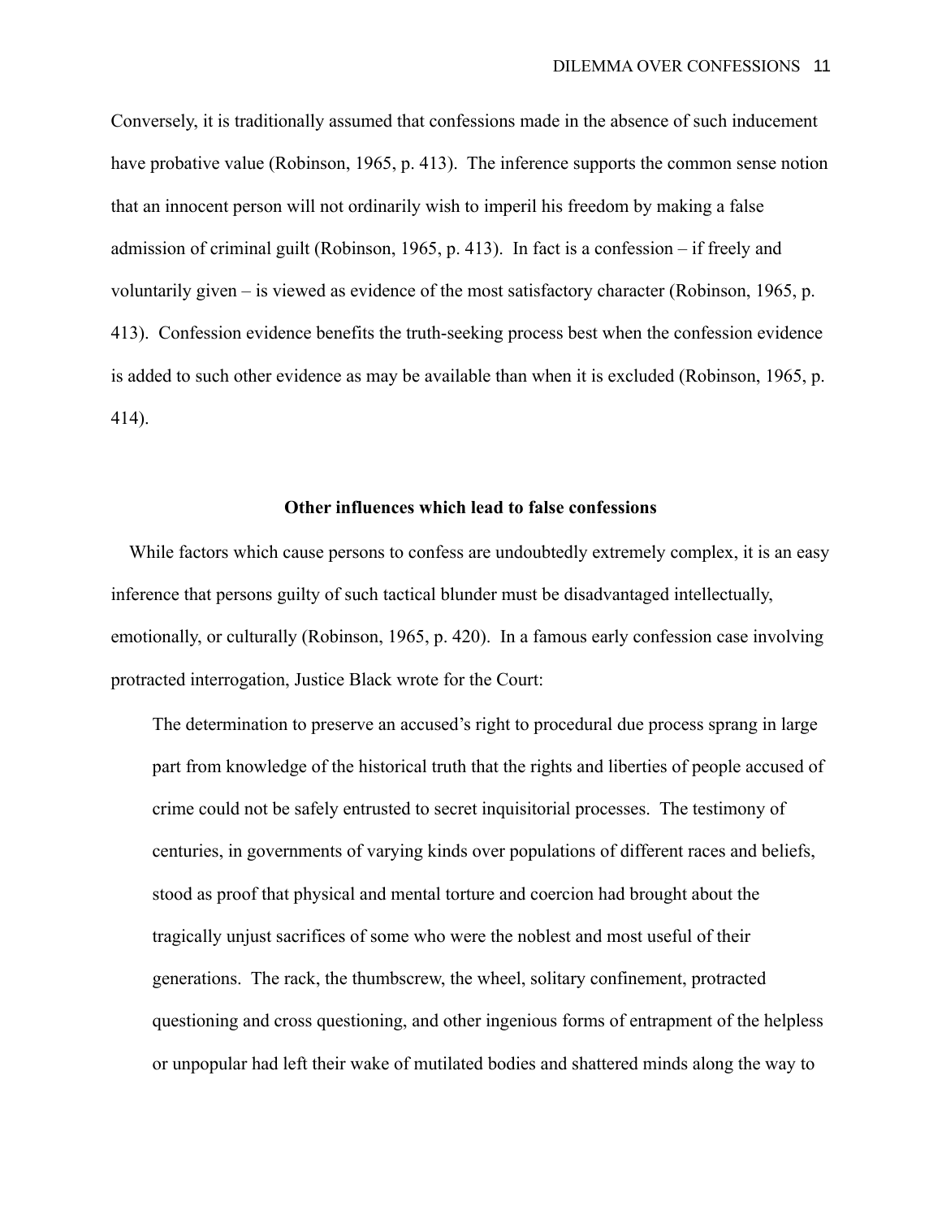Conversely, it is traditionally assumed that confessions made in the absence of such inducement have probative value (Robinson, 1965, p. 413). The inference supports the common sense notion that an innocent person will not ordinarily wish to imperil his freedom by making a false admission of criminal guilt (Robinson, 1965, p. 413). In fact is a confession – if freely and voluntarily given – is viewed as evidence of the most satisfactory character (Robinson, 1965, p. 413). Confession evidence benefits the truth-seeking process best when the confession evidence is added to such other evidence as may be available than when it is excluded (Robinson, 1965, p. 414).

## Other influences which lead to false confessions

While factors which cause persons to confess are undoubtedly extremely complex, it is an easy inference that persons guilty of such tactical blunder must be disadvantaged intellectually, emotionally, or culturally (Robinson, 1965, p. 420). In a famous early confession case involving protracted interrogation, Justice Black wrote for the Court:

> The determination to preserve an accused's right to procedural due process sprang in large part from knowledge of the historical truth that the rights and liberties of people accused of crime could not be safely entrusted to secret inquisitorial processes. The testimony of centuries, in governments of varying kinds over populations of different races and beliefs, stood as proof that physical and mental torture and coercion had brought about the tragically unjust sacrifices of some who were the noblest and most useful of their generations. The rack, the thumbscrew, the wheel, solitary confinement, protracted questioning and cross questioning, and other ingenious forms of entrapment of the helpless or unpopular had left their wake of mutilated bodies and shattered minds along the way to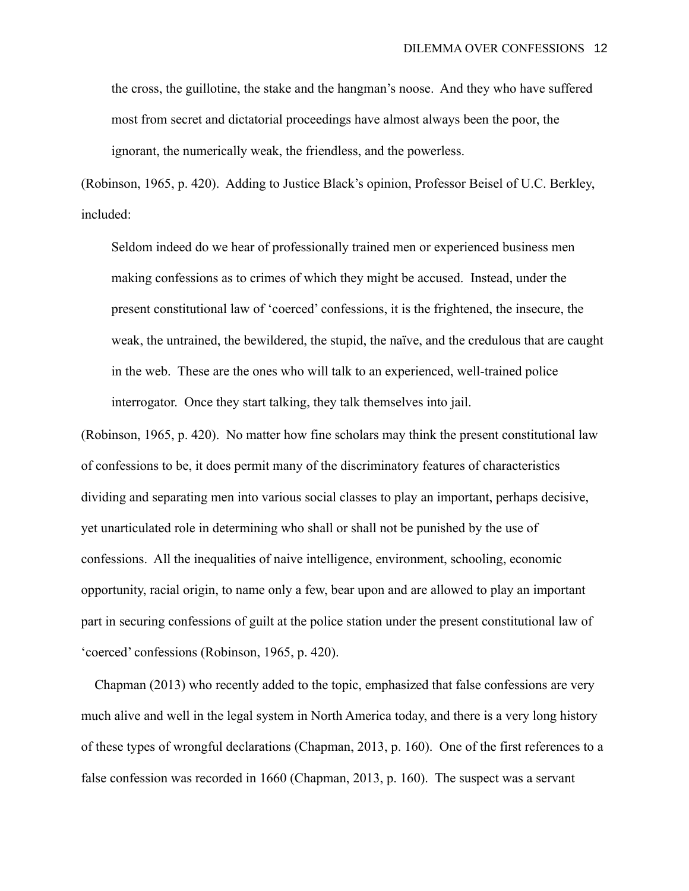> the cross, the guillotine, the stake and the hangman's noose. And they who have suffered most from secret and dictatorial proceedings have almost always been the poor, the ignorant, the numerically weak, the friendless, and the powerless.

(Robinson, 1965, p. 420). Adding to Justice Black's opinion, Professor Beisel of U.C. Berkley, included:

> Seldom indeed do we hear of professionally trained men or experienced business men making confessions as to crimes of which they might be accused. Instead, under the present constitutional law of 'coerced' confessions, it is the frightened, the insecure, the weak, the untrained, the bewildered, the stupid, the naïve, and the credulous that are caught in the web. These are the ones who will talk to an experienced, well-trained police interrogator. Once they start talking, they talk themselves into jail.

(Robinson, 1965, p. 420). No matter how fine scholars may think the present constitutional law of confessions to be, it does permit many of the discriminatory features of characteristics dividing and separating men into various social classes to play an important, perhaps decisive, yet unarticulated role in determining who shall or shall not be punished by the use of confessions. All the inequalities of naive intelligence, environment, schooling, economic opportunity, racial origin, to name only a few, bear upon and are allowed to play an important part in securing confessions of guilt at the police station under the present constitutional law of 'coerced' confessions (Robinson, 1965, p. 420).

Chapman (2013) who recently added to the topic, emphasized that false confessions are very much alive and well in the legal system in North America today, and there is a very long history of these types of wrongful declarations (Chapman, 2013, p. 160). One of the first references to a false confession was recorded in 1660 (Chapman, 2013, p. 160). The suspect was a servant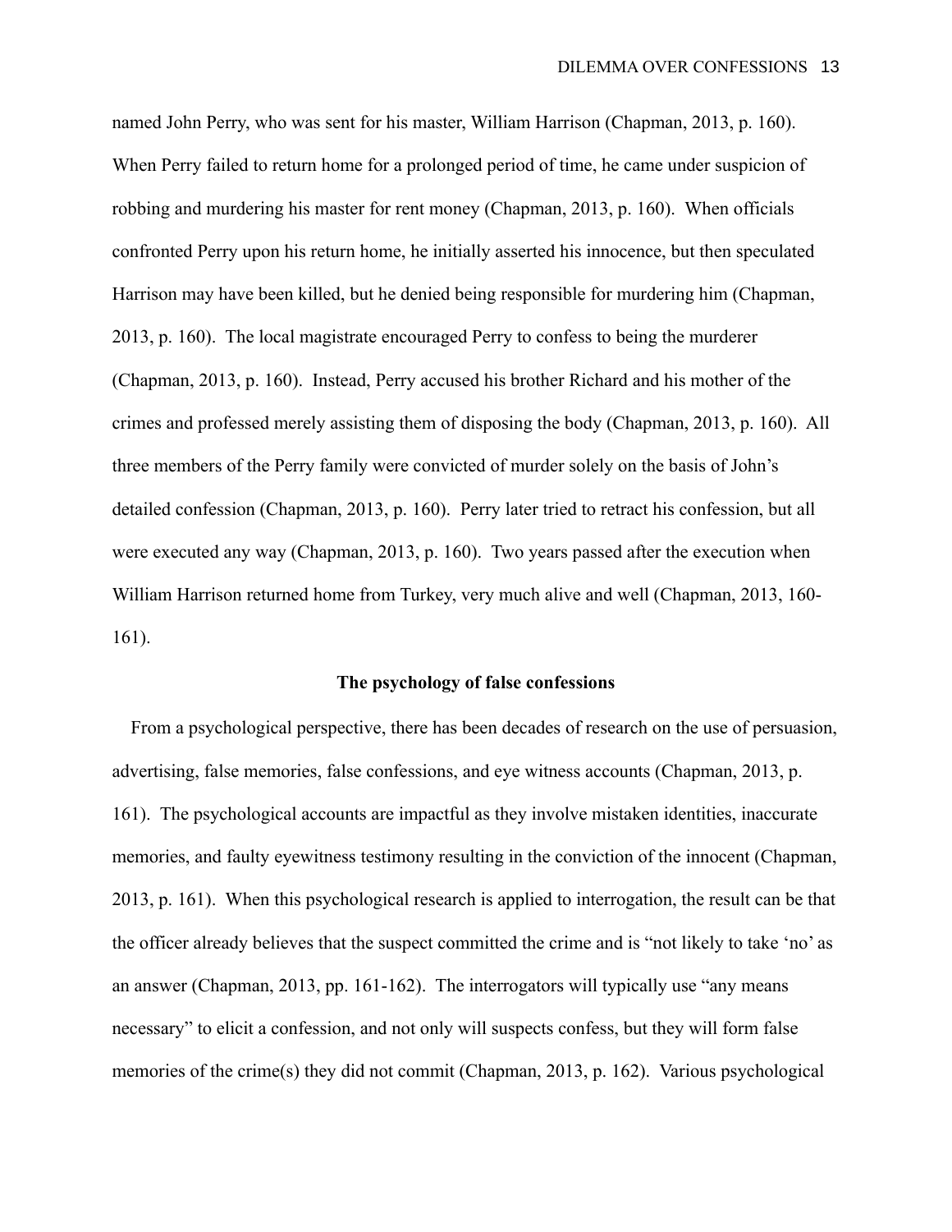named John Perry, who was sent for his master, William Harrison (Chapman, 2013, p. 160). When Perry failed to return home for a prolonged period of time, he came under suspicion of robbing and murdering his master for rent money (Chapman, 2013, p. 160). When officials confronted Perry upon his return home, he initially asserted his innocence, but then speculated Harrison may have been killed, but he denied being responsible for murdering him (Chapman, 2013, p. 160). The local magistrate encouraged Perry to confess to being the murderer (Chapman, 2013, p. 160). Instead, Perry accused his brother Richard and his mother of the crimes and professed merely assisting them of disposing the body (Chapman, 2013, p. 160). All three members of the Perry family were convicted of murder solely on the basis of John's detailed confession (Chapman, 2013, p. 160). Perry later tried to retract his confession, but all were executed any way (Chapman, 2013, p. 160). Two years passed after the execution when William Harrison returned home from Turkey, very much alive and well (Chapman, 2013, 160-161).

## The psychology of false confessions

From a psychological perspective, there has been decades of research on the use of persuasion, advertising, false memories, false confessions, and eye witness accounts (Chapman, 2013, p. 161). The psychological accounts are impactful as they involve mistaken identities, inaccurate memories, and faulty eyewitness testimony resulting in the conviction of the innocent (Chapman, 2013, p. 161). When this psychological research is applied to interrogation, the result can be that the officer already believes that the suspect committed the crime and is "not likely to take 'no' as an answer (Chapman, 2013, pp. 161-162). The interrogators will typically use "any means necessary" to elicit a confession, and not only will suspects confess, but they will form false memories of the crime(s) they did not commit (Chapman, 2013, p. 162). Various psychological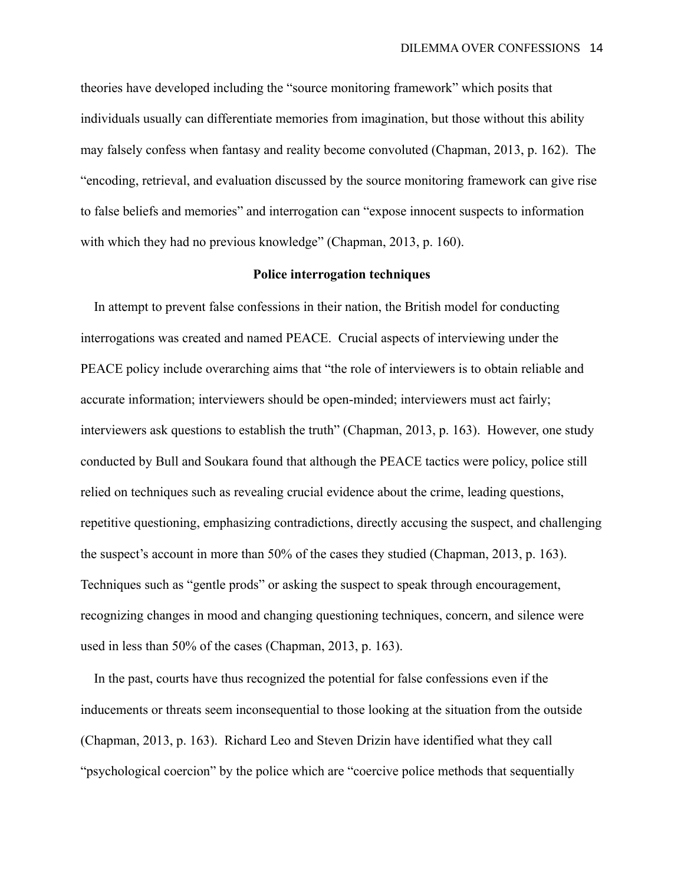theories have developed including the "source monitoring framework" which posits that individuals usually can differentiate memories from imagination, but those without this ability may falsely confess when fantasy and reality become convoluted (Chapman, 2013, p. 162). The "encoding, retrieval, and evaluation discussed by the source monitoring framework can give rise to false beliefs and memories" and interrogation can "expose innocent suspects to information with which they had no previous knowledge" (Chapman, 2013, p. 160).

## Police interrogation techniques

In attempt to prevent false confessions in their nation, the British model for conducting interrogations was created and named PEACE. Crucial aspects of interviewing under the PEACE policy include overarching aims that "the role of interviewers is to obtain reliable and accurate information; interviewers should be open-minded; interviewers must act fairly; interviewers ask questions to establish the truth" (Chapman, 2013, p. 163). However, one study conducted by Bull and Soukara found that although the PEACE tactics were policy, police still relied on techniques such as revealing crucial evidence about the crime, leading questions, repetitive questioning, emphasizing contradictions, directly accusing the suspect, and challenging the suspect's account in more than 50% of the cases they studied (Chapman, 2013, p. 163). Techniques such as "gentle prods" or asking the suspect to speak through encouragement, recognizing changes in mood and changing questioning techniques, concern, and silence were used in less than 50% of the cases (Chapman, 2013, p. 163).

In the past, courts have thus recognized the potential for false confessions even if the inducements or threats seem inconsequential to those looking at the situation from the outside (Chapman, 2013, p. 163). Richard Leo and Steven Drizin have identified what they call "psychological coercion" by the police which are "coercive police methods that sequentially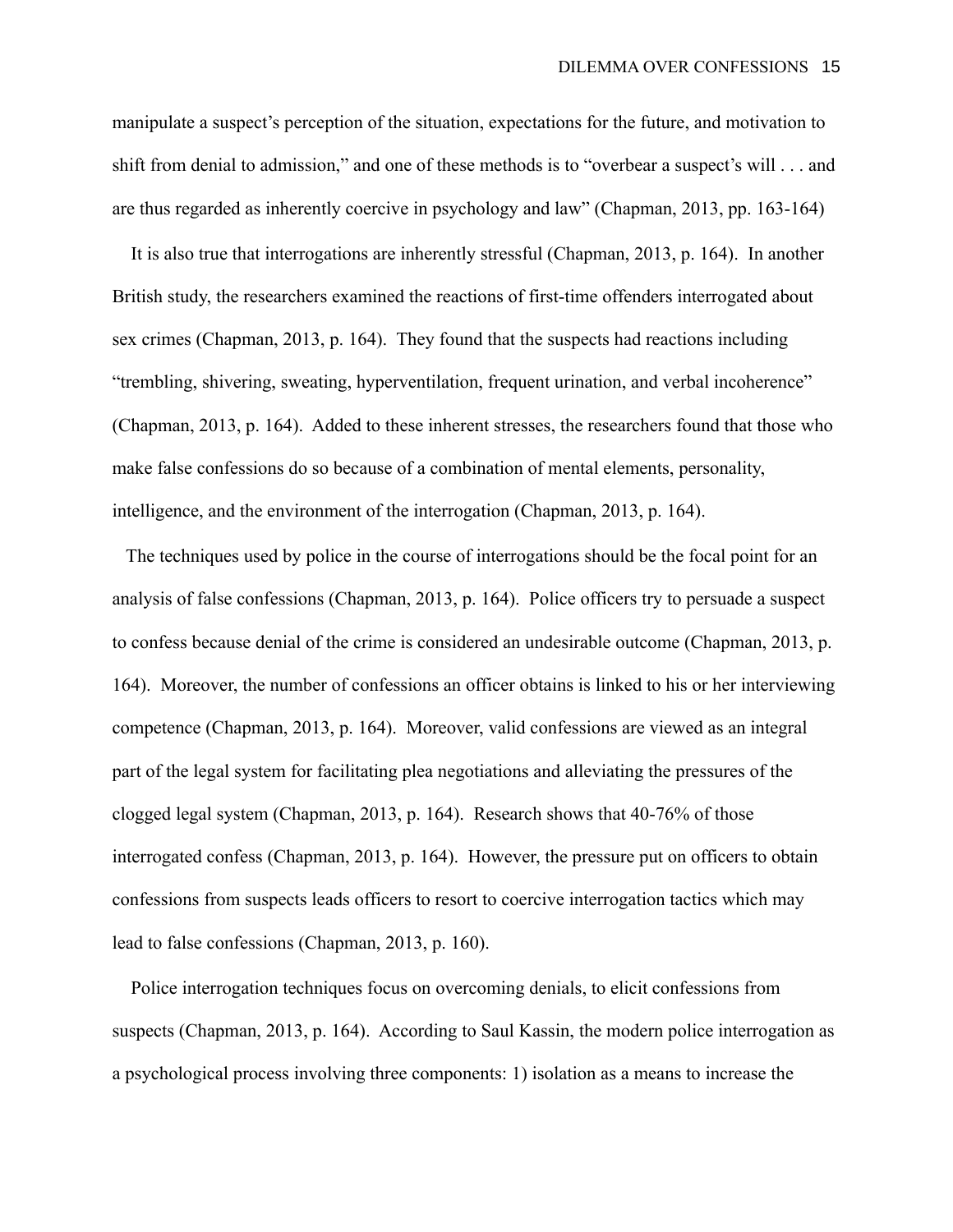manipulate a suspect's perception of the situation, expectations for the future, and motivation to shift from denial to admission," and one of these methods is to "overbear a suspect's will . . . and are thus regarded as inherently coercive in psychology and law" (Chapman, 2013, pp. 163-164)

It is also true that interrogations are inherently stressful (Chapman, 2013, p. 164). In another British study, the researchers examined the reactions of first-time offenders interrogated about sex crimes (Chapman, 2013, p. 164). They found that the suspects had reactions including "trembling, shivering, sweating, hyperventilation, frequent urination, and verbal incoherence" (Chapman, 2013, p. 164). Added to these inherent stresses, the researchers found that those who make false confessions do so because of a combination of mental elements, personality, intelligence, and the environment of the interrogation (Chapman, 2013, p. 164).

The techniques used by police in the course of interrogations should be the focal point for an analysis of false confessions (Chapman, 2013, p. 164). Police officers try to persuade a suspect to confess because denial of the crime is considered an undesirable outcome (Chapman, 2013, p. 164). Moreover, the number of confessions an officer obtains is linked to his or her interviewing competence (Chapman, 2013, p. 164). Moreover, valid confessions are viewed as an integral part of the legal system for facilitating plea negotiations and alleviating the pressures of the clogged legal system (Chapman, 2013, p. 164). Research shows that 40-76% of those interrogated confess (Chapman, 2013, p. 164). However, the pressure put on officers to obtain confessions from suspects leads officers to resort to coercive interrogation tactics which may lead to false confessions (Chapman, 2013, p. 160).

Police interrogation techniques focus on overcoming denials, to elicit confessions from suspects (Chapman, 2013, p. 164). According to Saul Kassin, the modern police interrogation as a psychological process involving three components: 1) isolation as a means to increase the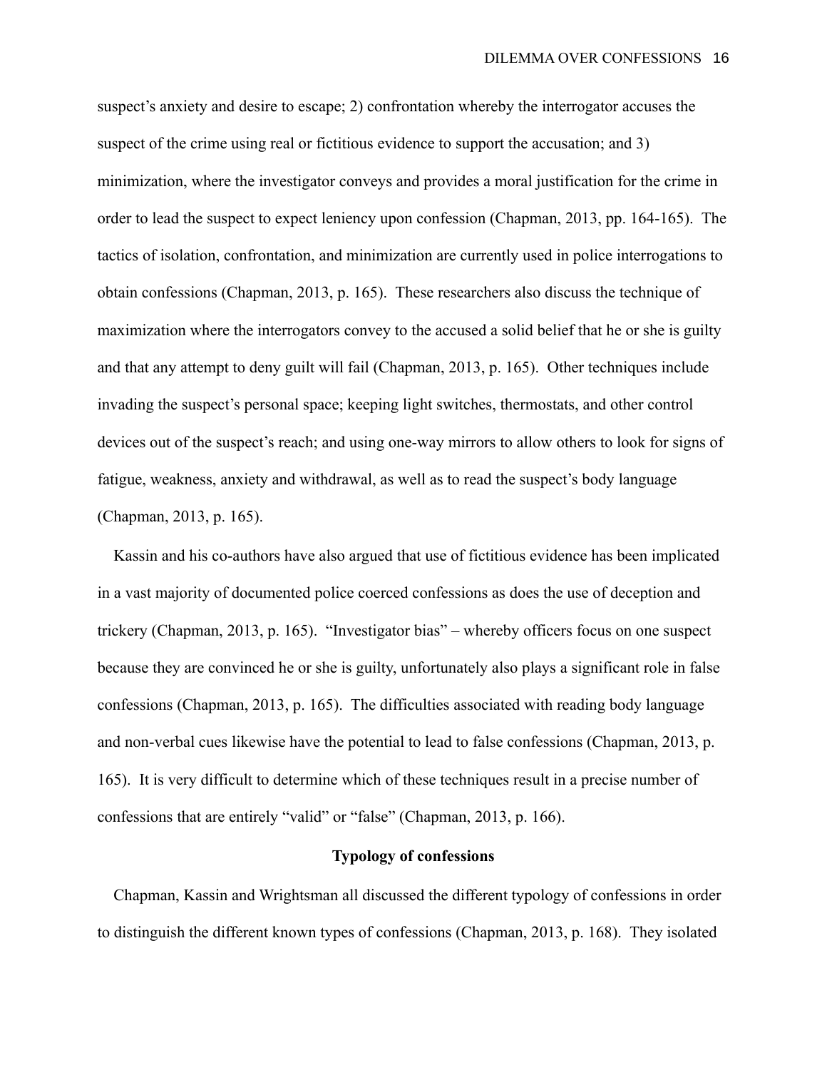suspect's anxiety and desire to escape; 2) confrontation whereby the interrogator accuses the suspect of the crime using real or fictitious evidence to support the accusation; and 3) minimization, where the investigator conveys and provides a moral justification for the crime in order to lead the suspect to expect leniency upon confession (Chapman, 2013, pp. 164-165). The tactics of isolation, confrontation, and minimization are currently used in police interrogations to obtain confessions (Chapman, 2013, p. 165). These researchers also discuss the technique of maximization where the interrogators convey to the accused a solid belief that he or she is guilty and that any attempt to deny guilt will fail (Chapman, 2013, p. 165). Other techniques include invading the suspect's personal space; keeping light switches, thermostats, and other control devices out of the suspect's reach; and using one-way mirrors to allow others to look for signs of fatigue, weakness, anxiety and withdrawal, as well as to read the suspect's body language (Chapman, 2013, p. 165).

Kassin and his co-authors have also argued that use of fictitious evidence has been implicated in a vast majority of documented police coerced confessions as does the use of deception and trickery (Chapman, 2013, p. 165). "Investigator bias" – whereby officers focus on one suspect because they are convinced he or she is guilty, unfortunately also plays a significant role in false confessions (Chapman, 2013, p. 165). The difficulties associated with reading body language and non-verbal cues likewise have the potential to lead to false confessions (Chapman, 2013, p. 165). It is very difficult to determine which of these techniques result in a precise number of confessions that are entirely "valid" or "false" (Chapman, 2013, p. 166).

## Typology of confessions

Chapman, Kassin and Wrightsman all discussed the different typology of confessions in order to distinguish the different known types of confessions (Chapman, 2013, p. 168). They isolated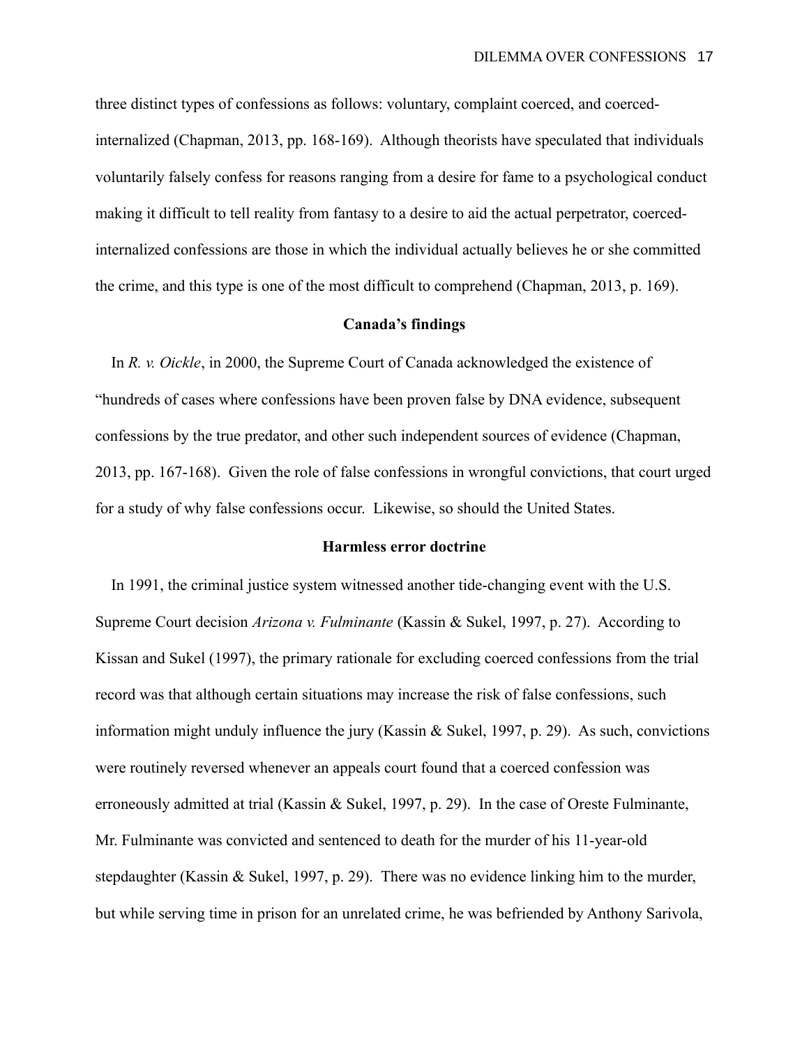three distinct types of confessions as follows: voluntary, complaint coerced, and coerced-internalized (Chapman, 2013, pp. 168-169). Although theorists have speculated that individuals voluntarily falsely confess for reasons ranging from a desire for fame to a psychological conduct making it difficult to tell reality from fantasy to a desire to aid the actual perpetrator, coerced-internalized confessions are those in which the individual actually believes he or she committed the crime, and this type is one of the most difficult to comprehend (Chapman, 2013, p. 169).

## Canada's findings

In *R. v. Oickle*, in 2000, the Supreme Court of Canada acknowledged the existence of "hundreds of cases where confessions have been proven false by DNA evidence, subsequent confessions by the true predator, and other such independent sources of evidence (Chapman, 2013, pp. 167-168). Given the role of false confessions in wrongful convictions, that court urged for a study of why false confessions occur. Likewise, so should the United States.

## Harmless error doctrine

In 1991, the criminal justice system witnessed another tide-changing event with the U.S. Supreme Court decision *Arizona v. Fulminante* (Kassin & Sukel, 1997, p. 27). According to Kissan and Sukel (1997), the primary rationale for excluding coerced confessions from the trial record was that although certain situations may increase the risk of false confessions, such information might unduly influence the jury (Kassin & Sukel, 1997, p. 29). As such, convictions were routinely reversed whenever an appeals court found that a coerced confession was erroneously admitted at trial (Kassin & Sukel, 1997, p. 29). In the case of Oreste Fulminante, Mr. Fulminante was convicted and sentenced to death for the murder of his 11-year-old stepdaughter (Kassin & Sukel, 1997, p. 29). There was no evidence linking him to the murder, but while serving time in prison for an unrelated crime, he was befriended by Anthony Sarivola,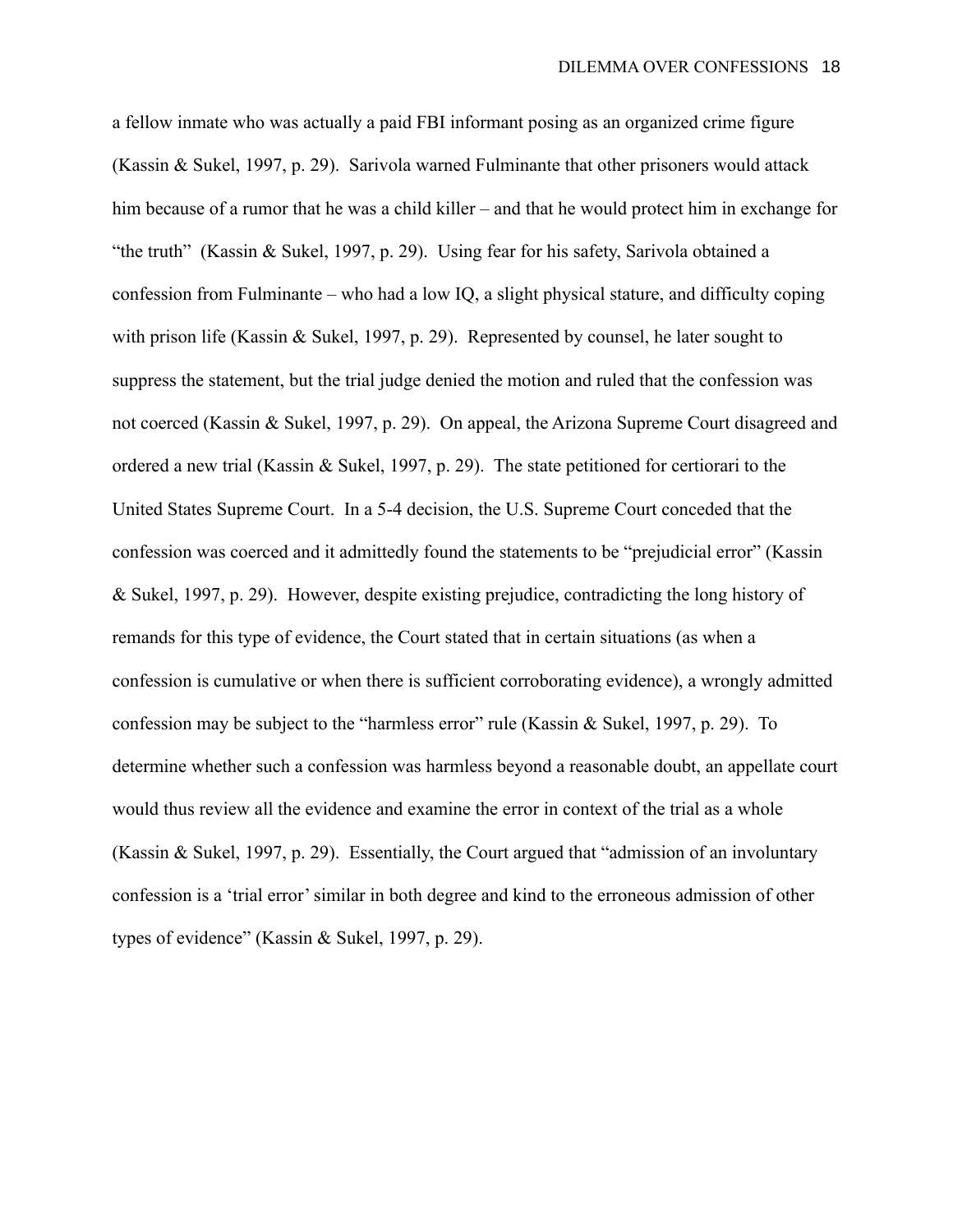a fellow inmate who was actually a paid FBI informant posing as an organized crime figure (Kassin & Sukel, 1997, p. 29). Sarivola warned Fulminante that other prisoners would attack him because of a rumor that he was a child killer – and that he would protect him in exchange for "the truth" (Kassin & Sukel, 1997, p. 29). Using fear for his safety, Sarivola obtained a confession from Fulminante – who had a low IQ, a slight physical stature, and difficulty coping with prison life (Kassin & Sukel, 1997, p. 29). Represented by counsel, he later sought to suppress the statement, but the trial judge denied the motion and ruled that the confession was not coerced (Kassin & Sukel, 1997, p. 29). On appeal, the Arizona Supreme Court disagreed and ordered a new trial (Kassin & Sukel, 1997, p. 29). The state petitioned for certiorari to the United States Supreme Court. In a 5-4 decision, the U.S. Supreme Court conceded that the confession was coerced and it admittedly found the statements to be "prejudicial error" (Kassin & Sukel, 1997, p. 29). However, despite existing prejudice, contradicting the long history of remands for this type of evidence, the Court stated that in certain situations (as when a confession is cumulative or when there is sufficient corroborating evidence), a wrongly admitted confession may be subject to the "harmless error" rule (Kassin & Sukel, 1997, p. 29). To determine whether such a confession was harmless beyond a reasonable doubt, an appellate court would thus review all the evidence and examine the error in context of the trial as a whole (Kassin & Sukel, 1997, p. 29). Essentially, the Court argued that "admission of an involuntary confession is a 'trial error' similar in both degree and kind to the erroneous admission of other types of evidence" (Kassin & Sukel, 1997, p. 29).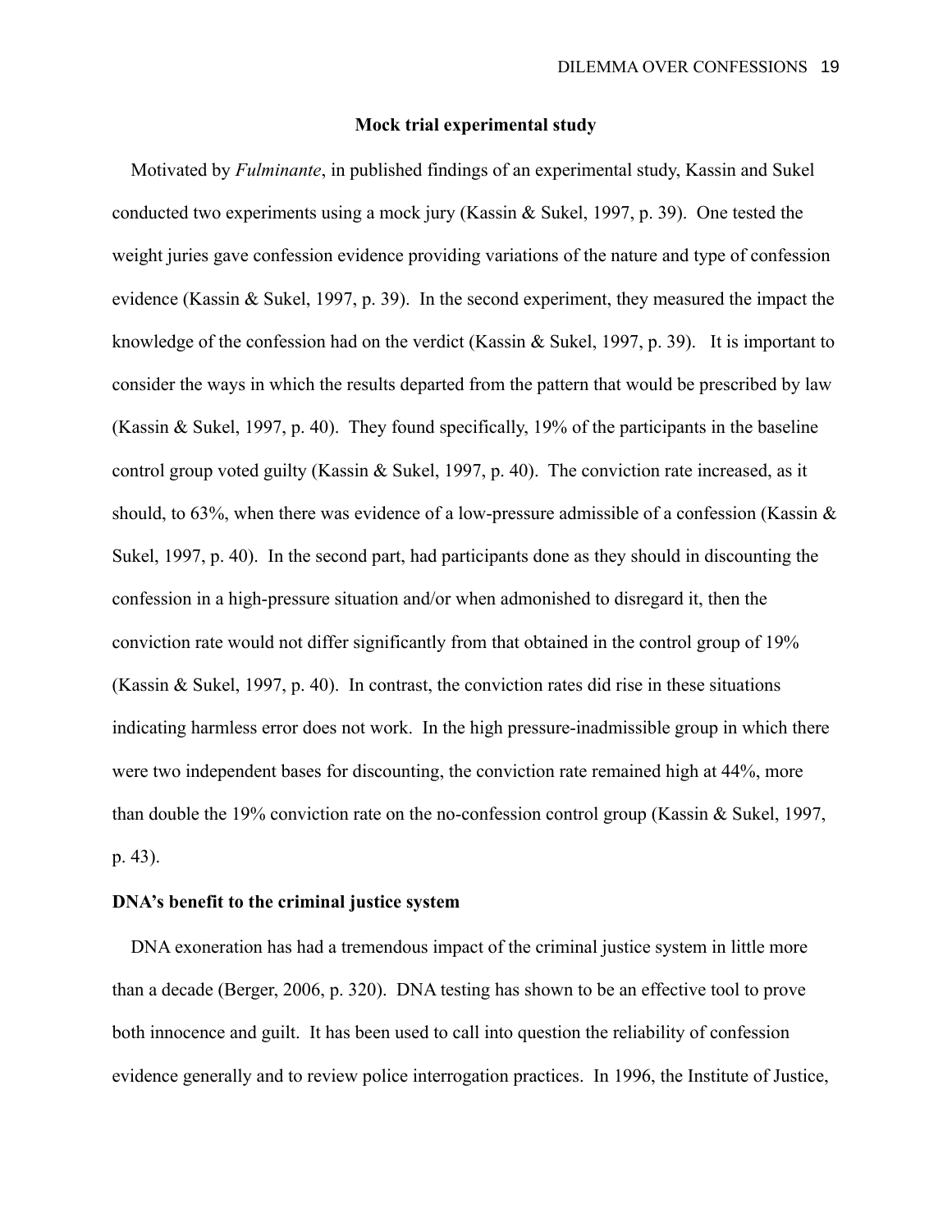## Mock trial experimental study

Motivated by *Fulminante*, in published findings of an experimental study, Kassin and Sukel conducted two experiments using a mock jury (Kassin & Sukel, 1997, p. 39). One tested the weight juries gave confession evidence providing variations of the nature and type of confession evidence (Kassin & Sukel, 1997, p. 39). In the second experiment, they measured the impact the knowledge of the confession had on the verdict (Kassin & Sukel, 1997, p. 39). It is important to consider the ways in which the results departed from the pattern that would be prescribed by law (Kassin & Sukel, 1997, p. 40). They found specifically, 19% of the participants in the baseline control group voted guilty (Kassin & Sukel, 1997, p. 40). The conviction rate increased, as it should, to 63%, when there was evidence of a low-pressure admissible of a confession (Kassin & Sukel, 1997, p. 40). In the second part, had participants done as they should in discounting the confession in a high-pressure situation and/or when admonished to disregard it, then the conviction rate would not differ significantly from that obtained in the control group of 19% (Kassin & Sukel, 1997, p. 40). In contrast, the conviction rates did rise in these situations indicating harmless error does not work. In the high pressure-inadmissible group in which there were two independent bases for discounting, the conviction rate remained high at 44%, more than double the 19% conviction rate on the no-confession control group (Kassin & Sukel, 1997, p. 43).

### DNA's benefit to the criminal justice system

DNA exoneration has had a tremendous impact of the criminal justice system in little more than a decade (Berger, 2006, p. 320). DNA testing has shown to be an effective tool to prove both innocence and guilt. It has been used to call into question the reliability of confession evidence generally and to review police interrogation practices. In 1996, the Institute of Justice,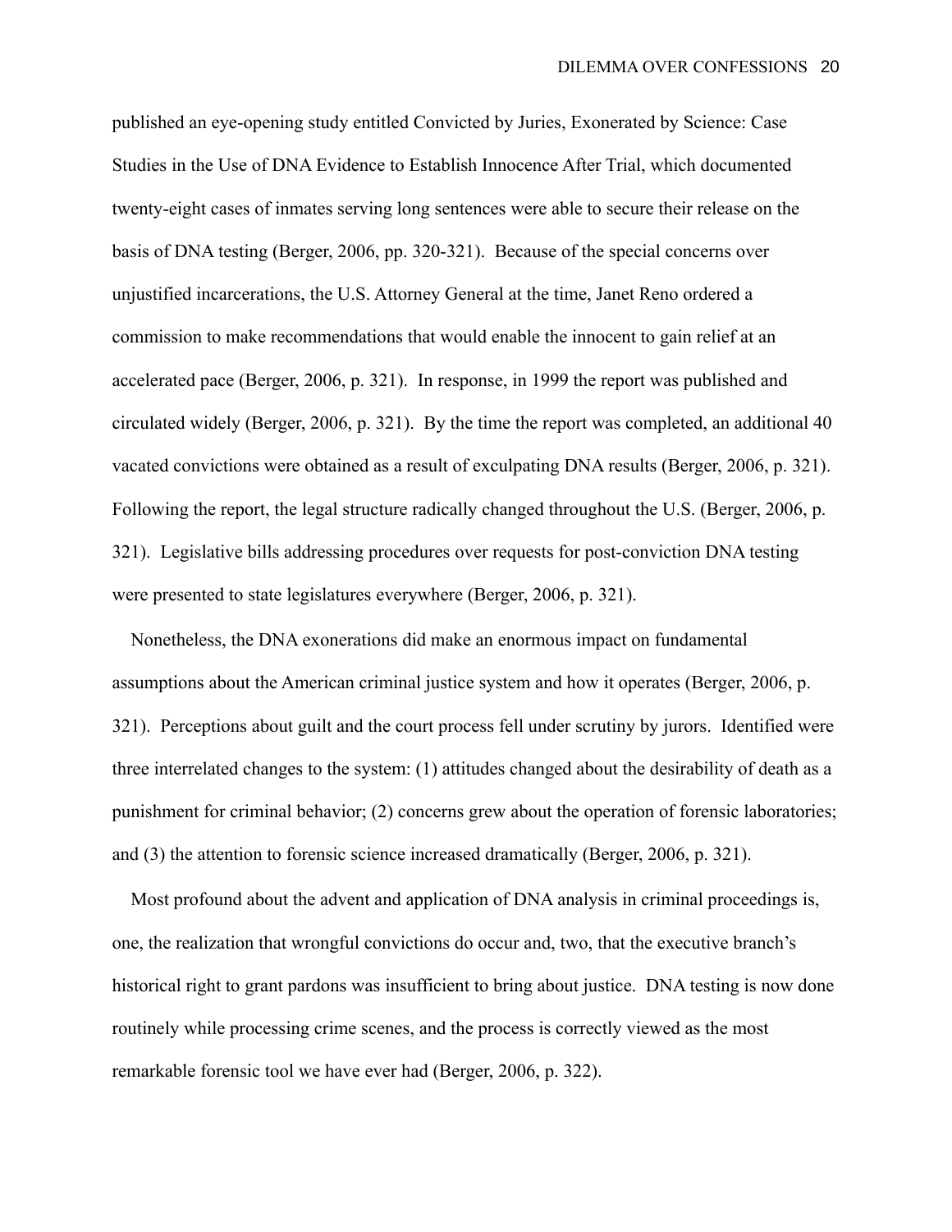published an eye-opening study entitled Convicted by Juries, Exonerated by Science: Case Studies in the Use of DNA Evidence to Establish Innocence After Trial, which documented twenty-eight cases of inmates serving long sentences were able to secure their release on the basis of DNA testing (Berger, 2006, pp. 320-321). Because of the special concerns over unjustified incarcerations, the U.S. Attorney General at the time, Janet Reno ordered a commission to make recommendations that would enable the innocent to gain relief at an accelerated pace (Berger, 2006, p. 321). In response, in 1999 the report was published and circulated widely (Berger, 2006, p. 321). By the time the report was completed, an additional 40 vacated convictions were obtained as a result of exculpating DNA results (Berger, 2006, p. 321). Following the report, the legal structure radically changed throughout the U.S. (Berger, 2006, p. 321). Legislative bills addressing procedures over requests for post-conviction DNA testing were presented to state legislatures everywhere (Berger, 2006, p. 321).

Nonetheless, the DNA exonerations did make an enormous impact on fundamental assumptions about the American criminal justice system and how it operates (Berger, 2006, p. 321). Perceptions about guilt and the court process fell under scrutiny by jurors. Identified were three interrelated changes to the system: (1) attitudes changed about the desirability of death as a punishment for criminal behavior; (2) concerns grew about the operation of forensic laboratories; and (3) the attention to forensic science increased dramatically (Berger, 2006, p. 321).

Most profound about the advent and application of DNA analysis in criminal proceedings is, one, the realization that wrongful convictions do occur and, two, that the executive branch's historical right to grant pardons was insufficient to bring about justice. DNA testing is now done routinely while processing crime scenes, and the process is correctly viewed as the most remarkable forensic tool we have ever had (Berger, 2006, p. 322).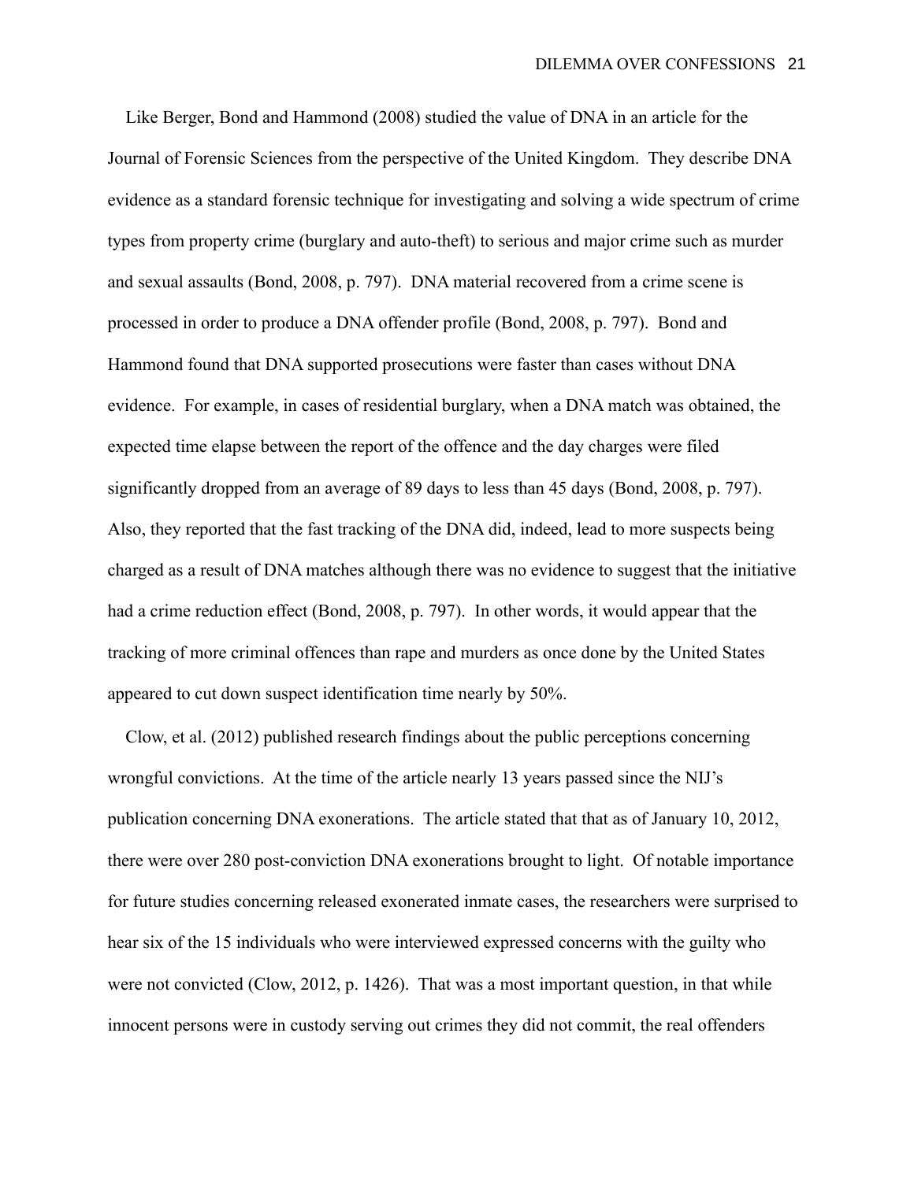Like Berger, Bond and Hammond (2008) studied the value of DNA in an article for the Journal of Forensic Sciences from the perspective of the United Kingdom. They describe DNA evidence as a standard forensic technique for investigating and solving a wide spectrum of crime types from property crime (burglary and auto-theft) to serious and major crime such as murder and sexual assaults (Bond, 2008, p. 797). DNA material recovered from a crime scene is processed in order to produce a DNA offender profile (Bond, 2008, p. 797). Bond and Hammond found that DNA supported prosecutions were faster than cases without DNA evidence. For example, in cases of residential burglary, when a DNA match was obtained, the expected time elapse between the report of the offence and the day charges were filed significantly dropped from an average of 89 days to less than 45 days (Bond, 2008, p. 797). Also, they reported that the fast tracking of the DNA did, indeed, lead to more suspects being charged as a result of DNA matches although there was no evidence to suggest that the initiative had a crime reduction effect (Bond, 2008, p. 797). In other words, it would appear that the tracking of more criminal offences than rape and murders as once done by the United States appeared to cut down suspect identification time nearly by 50%.

Clow, et al. (2012) published research findings about the public perceptions concerning wrongful convictions. At the time of the article nearly 13 years passed since the NIJ's publication concerning DNA exonerations. The article stated that that as of January 10, 2012, there were over 280 post-conviction DNA exonerations brought to light. Of notable importance for future studies concerning released exonerated inmate cases, the researchers were surprised to hear six of the 15 individuals who were interviewed expressed concerns with the guilty who were not convicted (Clow, 2012, p. 1426). That was a most important question, in that while innocent persons were in custody serving out crimes they did not commit, the real offenders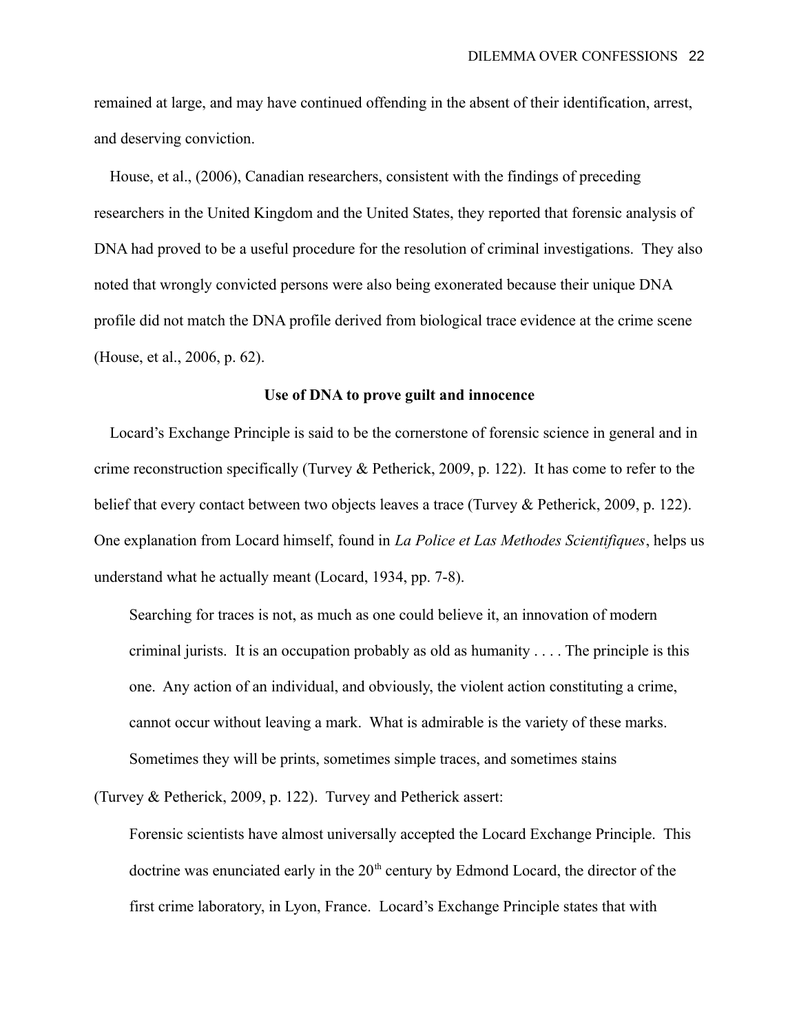remained at large, and may have continued offending in the absent of their identification, arrest, and deserving conviction.

House, et al., (2006), Canadian researchers, consistent with the findings of preceding researchers in the United Kingdom and the United States, they reported that forensic analysis of DNA had proved to be a useful procedure for the resolution of criminal investigations. They also noted that wrongly convicted persons were also being exonerated because their unique DNA profile did not match the DNA profile derived from biological trace evidence at the crime scene (House, et al., 2006, p. 62).

**Use of DNA to prove guilt and innocence**

Locard's Exchange Principle is said to be the cornerstone of forensic science in general and in crime reconstruction specifically (Turvey & Petherick, 2009, p. 122). It has come to refer to the belief that every contact between two objects leaves a trace (Turvey & Petherick, 2009, p. 122). One explanation from Locard himself, found in *La Police et Las Methodes Scientifiques*, helps us understand what he actually meant (Locard, 1934, pp. 7-8).

> Searching for traces is not, as much as one could believe it, an innovation of modern criminal jurists. It is an occupation probably as old as humanity . . . . The principle is this one. Any action of an individual, and obviously, the violent action constituting a crime, cannot occur without leaving a mark. What is admirable is the variety of these marks. Sometimes they will be prints, sometimes simple traces, and sometimes stains

(Turvey & Petherick, 2009, p. 122). Turvey and Petherick assert:

> Forensic scientists have almost universally accepted the Locard Exchange Principle. This doctrine was enunciated early in the 20th century by Edmond Locard, the director of the first crime laboratory, in Lyon, France. Locard's Exchange Principle states that with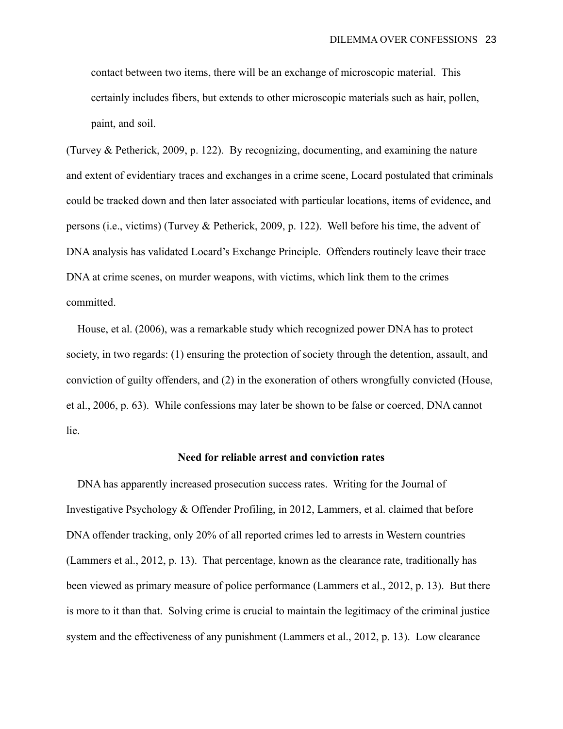> contact between two items, there will be an exchange of microscopic material. This certainly includes fibers, but extends to other microscopic materials such as hair, pollen, paint, and soil.

(Turvey & Petherick, 2009, p. 122). By recognizing, documenting, and examining the nature and extent of evidentiary traces and exchanges in a crime scene, Locard postulated that criminals could be tracked down and then later associated with particular locations, items of evidence, and persons (i.e., victims) (Turvey & Petherick, 2009, p. 122). Well before his time, the advent of DNA analysis has validated Locard's Exchange Principle. Offenders routinely leave their trace DNA at crime scenes, on murder weapons, with victims, which link them to the crimes committed.

House, et al. (2006), was a remarkable study which recognized power DNA has to protect society, in two regards: (1) ensuring the protection of society through the detention, assault, and conviction of guilty offenders, and (2) in the exoneration of others wrongfully convicted (House, et al., 2006, p. 63). While confessions may later be shown to be false or coerced, DNA cannot lie.

### Need for reliable arrest and conviction rates

DNA has apparently increased prosecution success rates. Writing for the Journal of Investigative Psychology & Offender Profiling, in 2012, Lammers, et al. claimed that before DNA offender tracking, only 20% of all reported crimes led to arrests in Western countries (Lammers et al., 2012, p. 13). That percentage, known as the clearance rate, traditionally has been viewed as primary measure of police performance (Lammers et al., 2012, p. 13). But there is more to it than that. Solving crime is crucial to maintain the legitimacy of the criminal justice system and the effectiveness of any punishment (Lammers et al., 2012, p. 13). Low clearance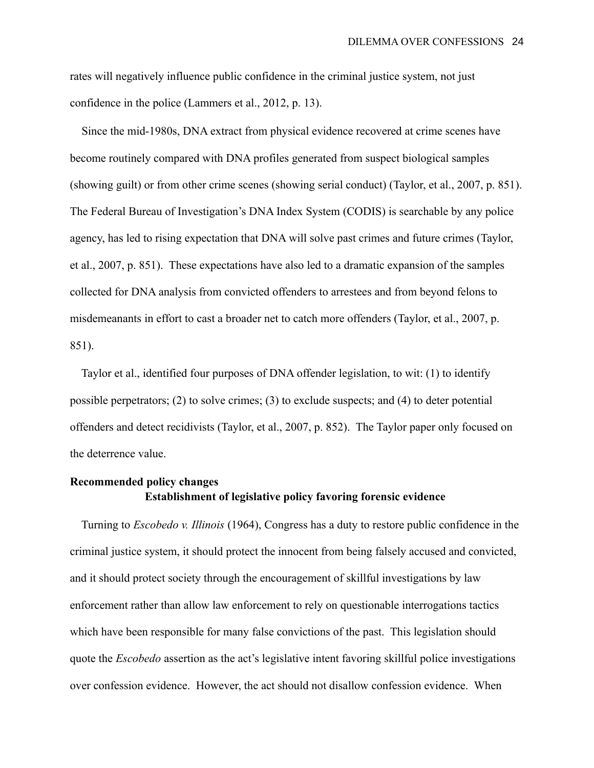rates will negatively influence public confidence in the criminal justice system, not just confidence in the police (Lammers et al., 2012, p. 13).

Since the mid-1980s, DNA extract from physical evidence recovered at crime scenes have become routinely compared with DNA profiles generated from suspect biological samples (showing guilt) or from other crime scenes (showing serial conduct) (Taylor, et al., 2007, p. 851). The Federal Bureau of Investigation's DNA Index System (CODIS) is searchable by any police agency, has led to rising expectation that DNA will solve past crimes and future crimes (Taylor, et al., 2007, p. 851). These expectations have also led to a dramatic expansion of the samples collected for DNA analysis from convicted offenders to arrestees and from beyond felons to misdemeanants in effort to cast a broader net to catch more offenders (Taylor, et al., 2007, p. 851).

Taylor et al., identified four purposes of DNA offender legislation, to wit: (1) to identify possible perpetrators; (2) to solve crimes; (3) to exclude suspects; and (4) to deter potential offenders and detect recidivists (Taylor, et al., 2007, p. 852). The Taylor paper only focused on the deterrence value.

## Recommended policy changes

### Establishment of legislative policy favoring forensic evidence

Turning to *Escobedo v. Illinois* (1964), Congress has a duty to restore public confidence in the criminal justice system, it should protect the innocent from being falsely accused and convicted, and it should protect society through the encouragement of skillful investigations by law enforcement rather than allow law enforcement to rely on questionable interrogations tactics which have been responsible for many false convictions of the past. This legislation should quote the *Escobedo* assertion as the act's legislative intent favoring skillful police investigations over confession evidence. However, the act should not disallow confession evidence. When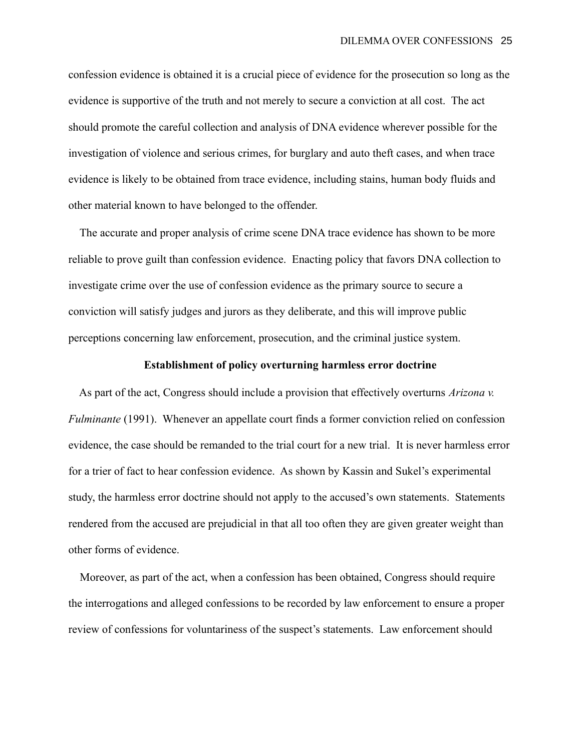confession evidence is obtained it is a crucial piece of evidence for the prosecution so long as the evidence is supportive of the truth and not merely to secure a conviction at all cost. The act should promote the careful collection and analysis of DNA evidence wherever possible for the investigation of violence and serious crimes, for burglary and auto theft cases, and when trace evidence is likely to be obtained from trace evidence, including stains, human body fluids and other material known to have belonged to the offender.

The accurate and proper analysis of crime scene DNA trace evidence has shown to be more reliable to prove guilt than confession evidence. Enacting policy that favors DNA collection to investigate crime over the use of confession evidence as the primary source to secure a conviction will satisfy judges and jurors as they deliberate, and this will improve public perceptions concerning law enforcement, prosecution, and the criminal justice system.

**Establishment of policy overturning harmless error doctrine**

As part of the act, Congress should include a provision that effectively overturns *Arizona v. Fulminante* (1991). Whenever an appellate court finds a former conviction relied on confession evidence, the case should be remanded to the trial court for a new trial. It is never harmless error for a trier of fact to hear confession evidence. As shown by Kassin and Sukel's experimental study, the harmless error doctrine should not apply to the accused's own statements. Statements rendered from the accused are prejudicial in that all too often they are given greater weight than other forms of evidence.

Moreover, as part of the act, when a confession has been obtained, Congress should require the interrogations and alleged confessions to be recorded by law enforcement to ensure a proper review of confessions for voluntariness of the suspect's statements. Law enforcement should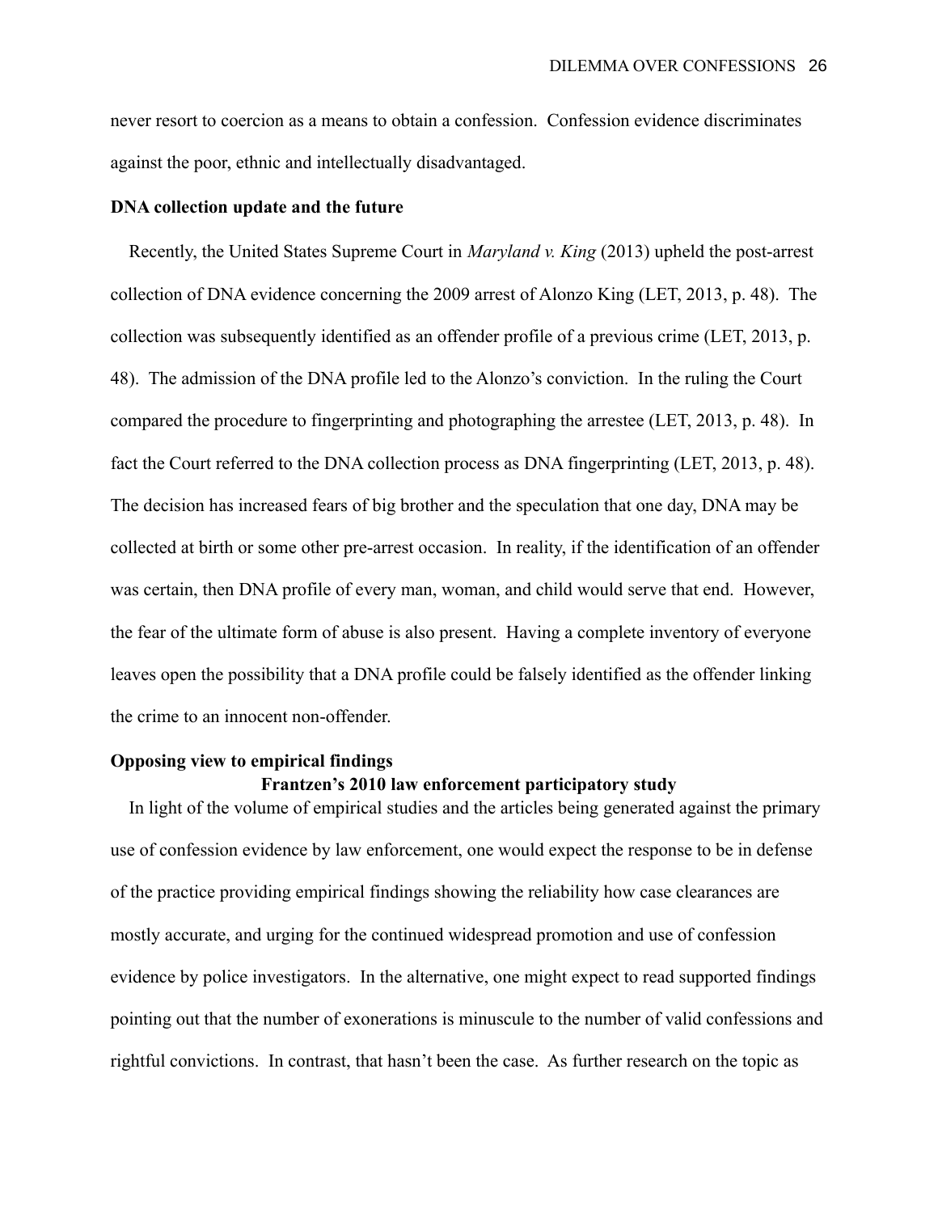never resort to coercion as a means to obtain a confession. Confession evidence discriminates against the poor, ethnic and intellectually disadvantaged.

**DNA collection update and the future**

Recently, the United States Supreme Court in *Maryland v. King* (2013) upheld the post-arrest collection of DNA evidence concerning the 2009 arrest of Alonzo King (LET, 2013, p. 48). The collection was subsequently identified as an offender profile of a previous crime (LET, 2013, p. 48). The admission of the DNA profile led to the Alonzo's conviction. In the ruling the Court compared the procedure to fingerprinting and photographing the arrestee (LET, 2013, p. 48). In fact the Court referred to the DNA collection process as DNA fingerprinting (LET, 2013, p. 48). The decision has increased fears of big brother and the speculation that one day, DNA may be collected at birth or some other pre-arrest occasion. In reality, if the identification of an offender was certain, then DNA profile of every man, woman, and child would serve that end. However, the fear of the ultimate form of abuse is also present. Having a complete inventory of everyone leaves open the possibility that a DNA profile could be falsely identified as the offender linking the crime to an innocent non-offender.

**Opposing view to empirical findings**

**Frantzen's 2010 law enforcement participatory study**

In light of the volume of empirical studies and the articles being generated against the primary use of confession evidence by law enforcement, one would expect the response to be in defense of the practice providing empirical findings showing the reliability how case clearances are mostly accurate, and urging for the continued widespread promotion and use of confession evidence by police investigators. In the alternative, one might expect to read supported findings pointing out that the number of exonerations is minuscule to the number of valid confessions and rightful convictions. In contrast, that hasn't been the case. As further research on the topic as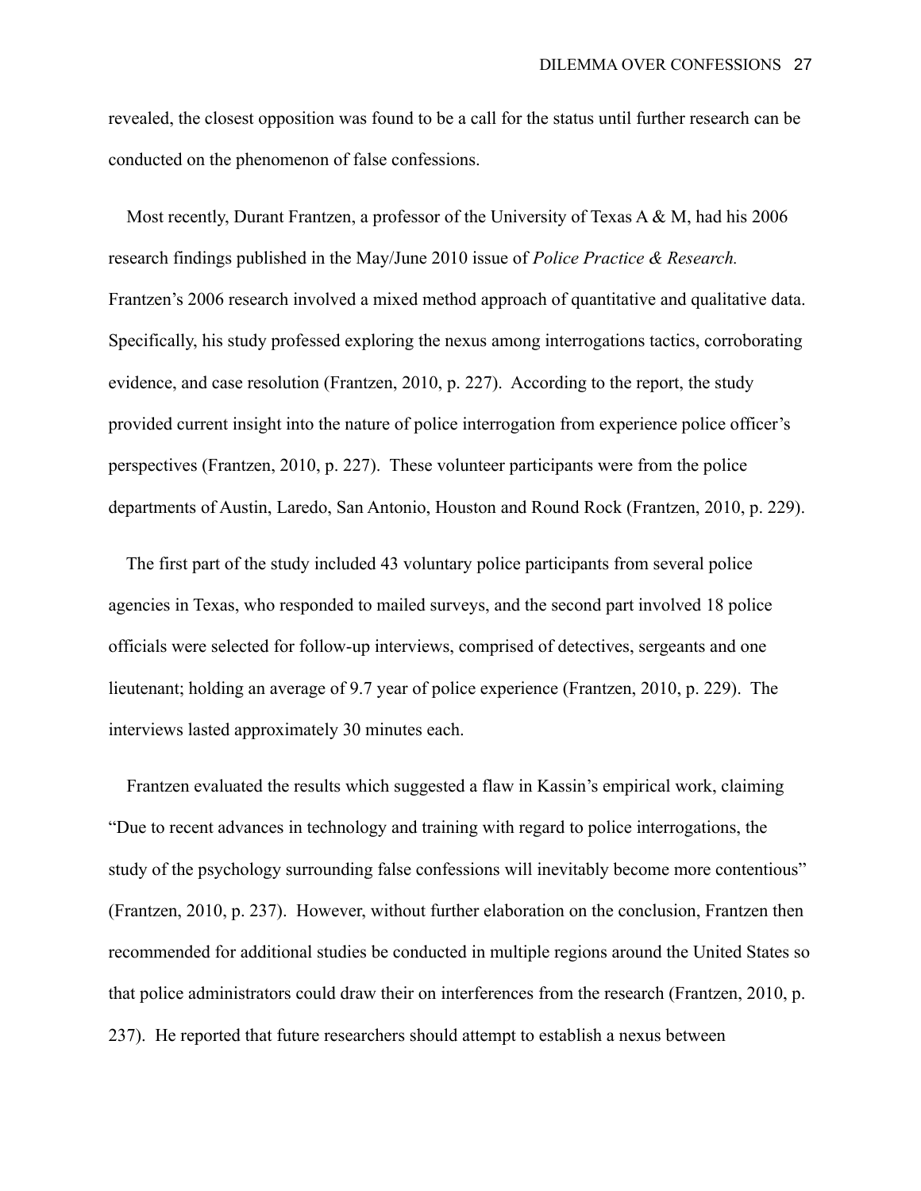revealed, the closest opposition was found to be a call for the status until further research can be conducted on the phenomenon of false confessions.

Most recently, Durant Frantzen, a professor of the University of Texas A & M, had his 2006 research findings published in the May/June 2010 issue of *Police Practice & Research.* Frantzen's 2006 research involved a mixed method approach of quantitative and qualitative data. Specifically, his study professed exploring the nexus among interrogations tactics, corroborating evidence, and case resolution (Frantzen, 2010, p. 227). According to the report, the study provided current insight into the nature of police interrogation from experience police officer's perspectives (Frantzen, 2010, p. 227). These volunteer participants were from the police departments of Austin, Laredo, San Antonio, Houston and Round Rock (Frantzen, 2010, p. 229).

The first part of the study included 43 voluntary police participants from several police agencies in Texas, who responded to mailed surveys, and the second part involved 18 police officials were selected for follow-up interviews, comprised of detectives, sergeants and one lieutenant; holding an average of 9.7 year of police experience (Frantzen, 2010, p. 229). The interviews lasted approximately 30 minutes each.

Frantzen evaluated the results which suggested a flaw in Kassin's empirical work, claiming "Due to recent advances in technology and training with regard to police interrogations, the study of the psychology surrounding false confessions will inevitably become more contentious" (Frantzen, 2010, p. 237). However, without further elaboration on the conclusion, Frantzen then recommended for additional studies be conducted in multiple regions around the United States so that police administrators could draw their on interferences from the research (Frantzen, 2010, p. 237). He reported that future researchers should attempt to establish a nexus between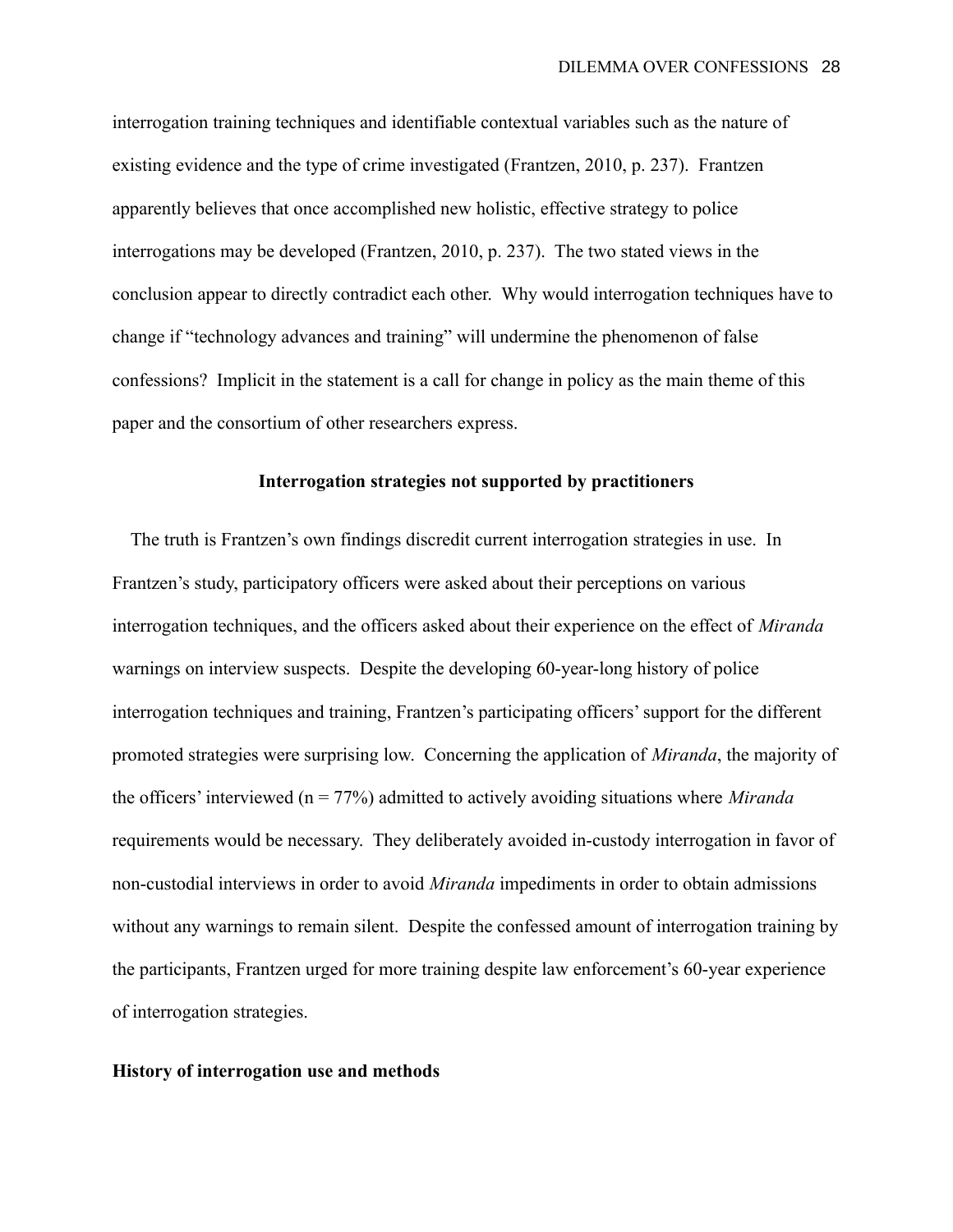interrogation training techniques and identifiable contextual variables such as the nature of existing evidence and the type of crime investigated (Frantzen, 2010, p. 237). Frantzen apparently believes that once accomplished new holistic, effective strategy to police interrogations may be developed (Frantzen, 2010, p. 237). The two stated views in the conclusion appear to directly contradict each other. Why would interrogation techniques have to change if "technology advances and training" will undermine the phenomenon of false confessions? Implicit in the statement is a call for change in policy as the main theme of this paper and the consortium of other researchers express.

## Interrogation strategies not supported by practitioners

The truth is Frantzen's own findings discredit current interrogation strategies in use. In Frantzen's study, participatory officers were asked about their perceptions on various interrogation techniques, and the officers asked about their experience on the effect of *Miranda* warnings on interview suspects. Despite the developing 60-year-long history of police interrogation techniques and training, Frantzen's participating officers' support for the different promoted strategies were surprising low. Concerning the application of *Miranda*, the majority of the officers' interviewed (n = 77%) admitted to actively avoiding situations where *Miranda* requirements would be necessary. They deliberately avoided in-custody interrogation in favor of non-custodial interviews in order to avoid *Miranda* impediments in order to obtain admissions without any warnings to remain silent. Despite the confessed amount of interrogation training by the participants, Frantzen urged for more training despite law enforcement's 60-year experience of interrogation strategies.

## History of interrogation use and methods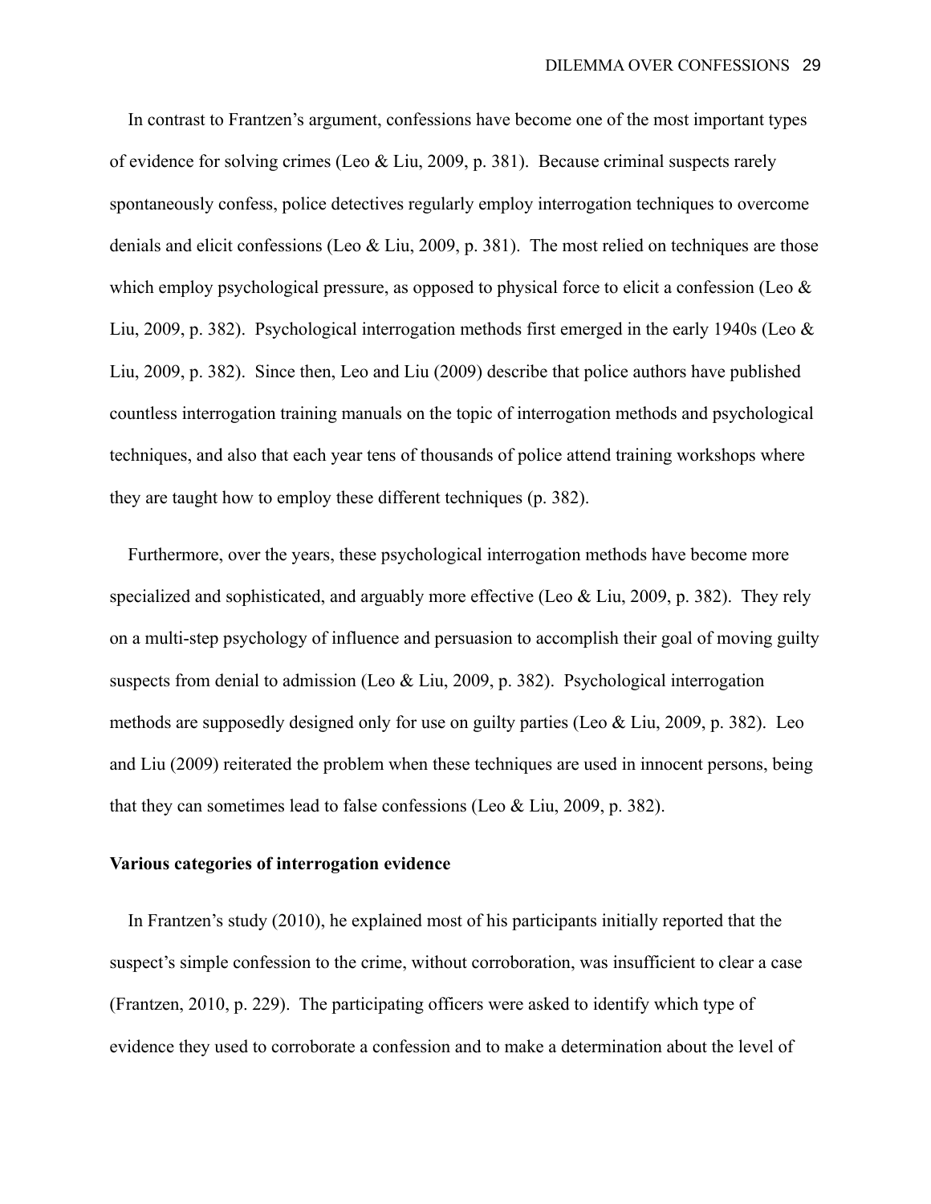In contrast to Frantzen's argument, confessions have become one of the most important types of evidence for solving crimes (Leo & Liu, 2009, p. 381). Because criminal suspects rarely spontaneously confess, police detectives regularly employ interrogation techniques to overcome denials and elicit confessions (Leo & Liu, 2009, p. 381). The most relied on techniques are those which employ psychological pressure, as opposed to physical force to elicit a confession (Leo & Liu, 2009, p. 382). Psychological interrogation methods first emerged in the early 1940s (Leo & Liu, 2009, p. 382). Since then, Leo and Liu (2009) describe that police authors have published countless interrogation training manuals on the topic of interrogation methods and psychological techniques, and also that each year tens of thousands of police attend training workshops where they are taught how to employ these different techniques (p. 382).

Furthermore, over the years, these psychological interrogation methods have become more specialized and sophisticated, and arguably more effective (Leo & Liu, 2009, p. 382). They rely on a multi-step psychology of influence and persuasion to accomplish their goal of moving guilty suspects from denial to admission (Leo & Liu, 2009, p. 382). Psychological interrogation methods are supposedly designed only for use on guilty parties (Leo & Liu, 2009, p. 382). Leo and Liu (2009) reiterated the problem when these techniques are used in innocent persons, being that they can sometimes lead to false confessions (Leo & Liu, 2009, p. 382).

**Various categories of interrogation evidence**

In Frantzen's study (2010), he explained most of his participants initially reported that the suspect's simple confession to the crime, without corroboration, was insufficient to clear a case (Frantzen, 2010, p. 229). The participating officers were asked to identify which type of evidence they used to corroborate a confession and to make a determination about the level of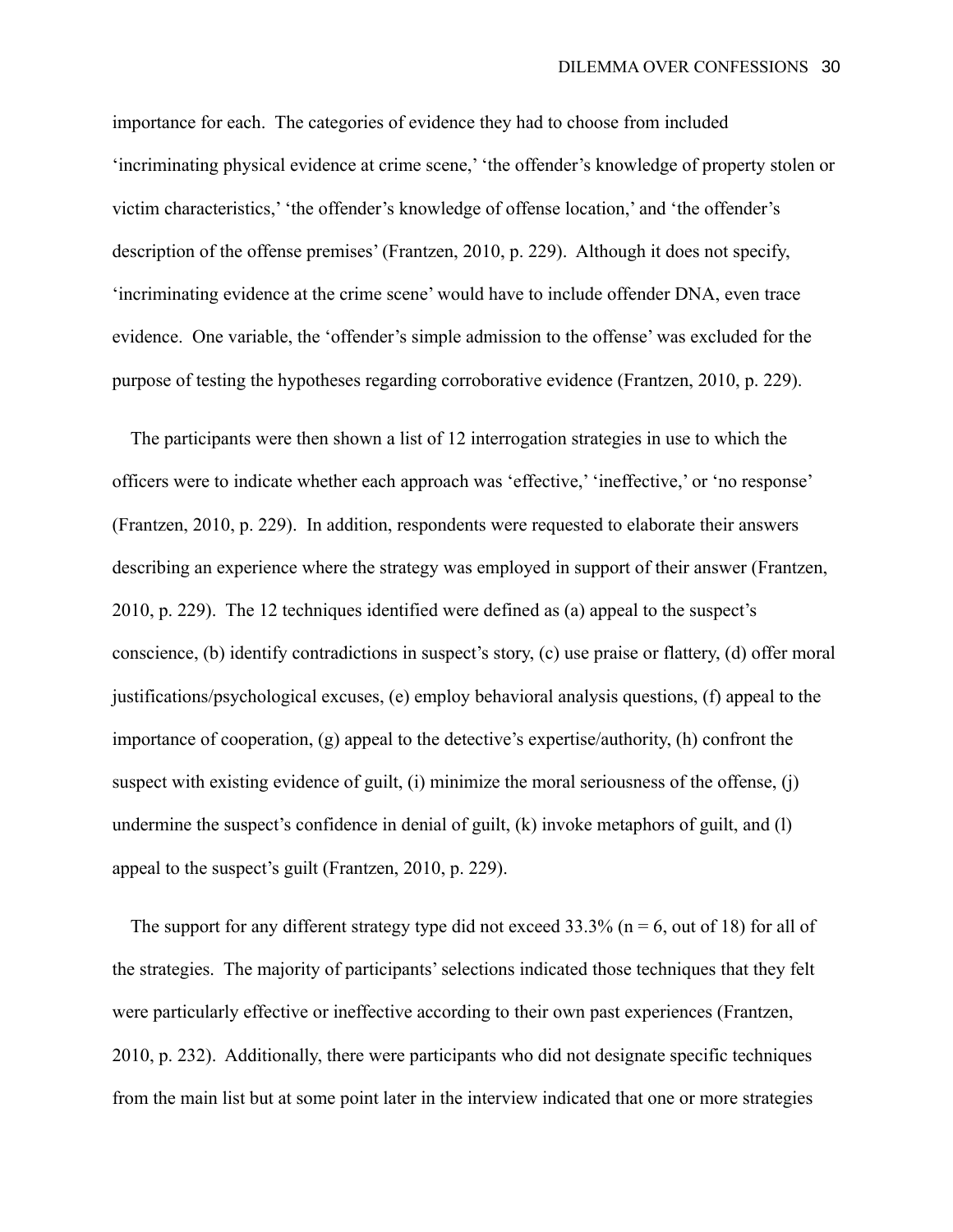importance for each. The categories of evidence they had to choose from included 'incriminating physical evidence at crime scene,' 'the offender's knowledge of property stolen or victim characteristics,' 'the offender's knowledge of offense location,' and 'the offender's description of the offense premises' (Frantzen, 2010, p. 229). Although it does not specify, 'incriminating evidence at the crime scene' would have to include offender DNA, even trace evidence. One variable, the 'offender's simple admission to the offense' was excluded for the purpose of testing the hypotheses regarding corroborative evidence (Frantzen, 2010, p. 229).

The participants were then shown a list of 12 interrogation strategies in use to which the officers were to indicate whether each approach was 'effective,' 'ineffective,' or 'no response' (Frantzen, 2010, p. 229). In addition, respondents were requested to elaborate their answers describing an experience where the strategy was employed in support of their answer (Frantzen, 2010, p. 229). The 12 techniques identified were defined as (a) appeal to the suspect's conscience, (b) identify contradictions in suspect's story, (c) use praise or flattery, (d) offer moral justifications/psychological excuses, (e) employ behavioral analysis questions, (f) appeal to the importance of cooperation, (g) appeal to the detective's expertise/authority, (h) confront the suspect with existing evidence of guilt, (i) minimize the moral seriousness of the offense, (j) undermine the suspect's confidence in denial of guilt, (k) invoke metaphors of guilt, and (l) appeal to the suspect's guilt (Frantzen, 2010, p. 229).

The support for any different strategy type did not exceed 33.3% (n = 6, out of 18) for all of the strategies. The majority of participants' selections indicated those techniques that they felt were particularly effective or ineffective according to their own past experiences (Frantzen, 2010, p. 232). Additionally, there were participants who did not designate specific techniques from the main list but at some point later in the interview indicated that one or more strategies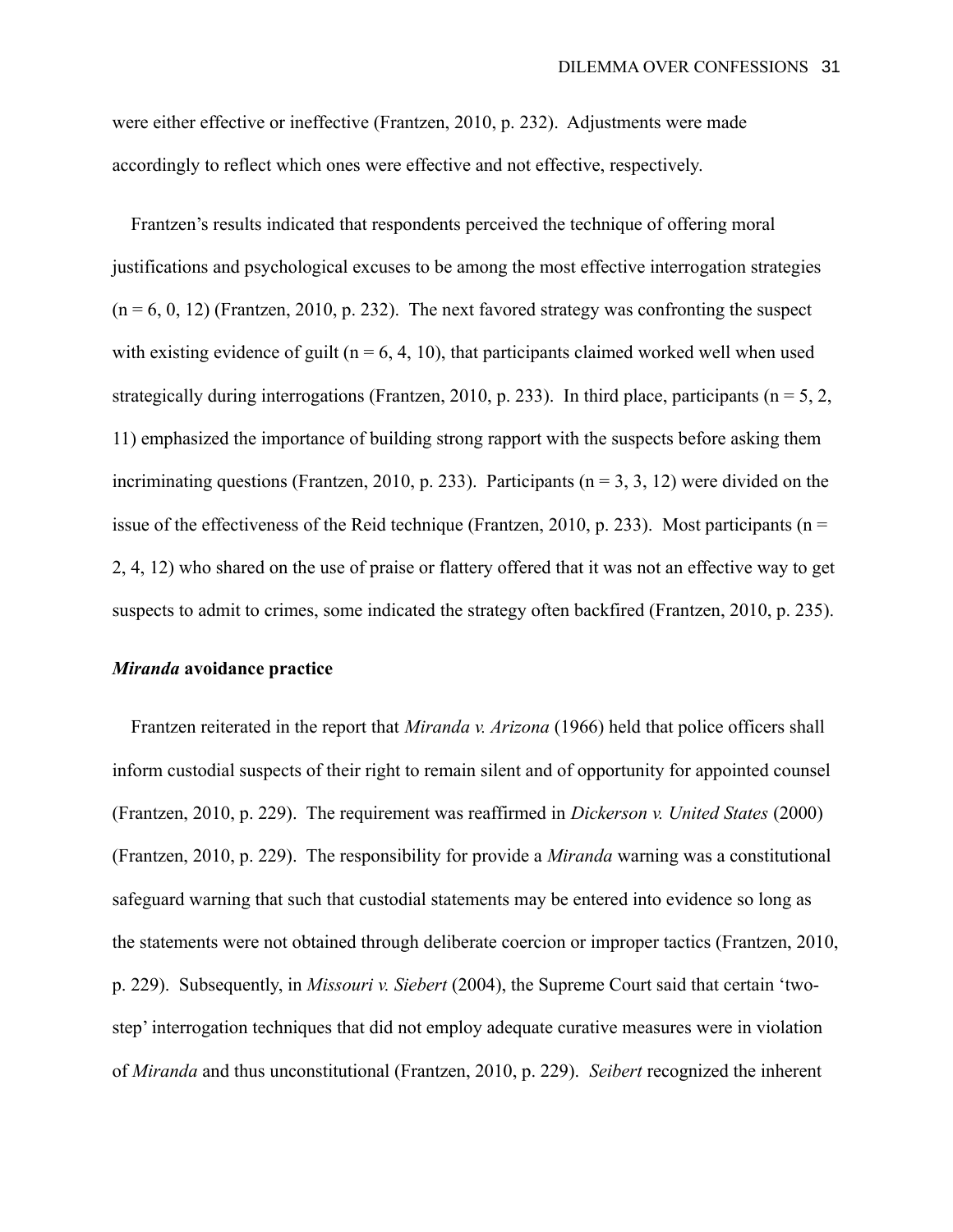were either effective or ineffective (Frantzen, 2010, p. 232). Adjustments were made accordingly to reflect which ones were effective and not effective, respectively.

Frantzen's results indicated that respondents perceived the technique of offering moral justifications and psychological excuses to be among the most effective interrogation strategies (n = 6, 0, 12) (Frantzen, 2010, p. 232). The next favored strategy was confronting the suspect with existing evidence of guilt (n = 6, 4, 10), that participants claimed worked well when used strategically during interrogations (Frantzen, 2010, p. 233). In third place, participants (n = 5, 2, 11) emphasized the importance of building strong rapport with the suspects before asking them incriminating questions (Frantzen, 2010, p. 233). Participants (n = 3, 3, 12) were divided on the issue of the effectiveness of the Reid technique (Frantzen, 2010, p. 233). Most participants (n = 2, 4, 12) who shared on the use of praise or flattery offered that it was not an effective way to get suspects to admit to crimes, some indicated the strategy often backfired (Frantzen, 2010, p. 235).

### ***Miranda*** **avoidance practice**

Frantzen reiterated in the report that *Miranda v. Arizona* (1966) held that police officers shall inform custodial suspects of their right to remain silent and of opportunity for appointed counsel (Frantzen, 2010, p. 229). The requirement was reaffirmed in *Dickerson v. United States* (2000) (Frantzen, 2010, p. 229). The responsibility for provide a *Miranda* warning was a constitutional safeguard warning that such that custodial statements may be entered into evidence so long as the statements were not obtained through deliberate coercion or improper tactics (Frantzen, 2010, p. 229). Subsequently, in *Missouri v. Siebert* (2004), the Supreme Court said that certain 'two-step' interrogation techniques that did not employ adequate curative measures were in violation of *Miranda* and thus unconstitutional (Frantzen, 2010, p. 229). *Seibert* recognized the inherent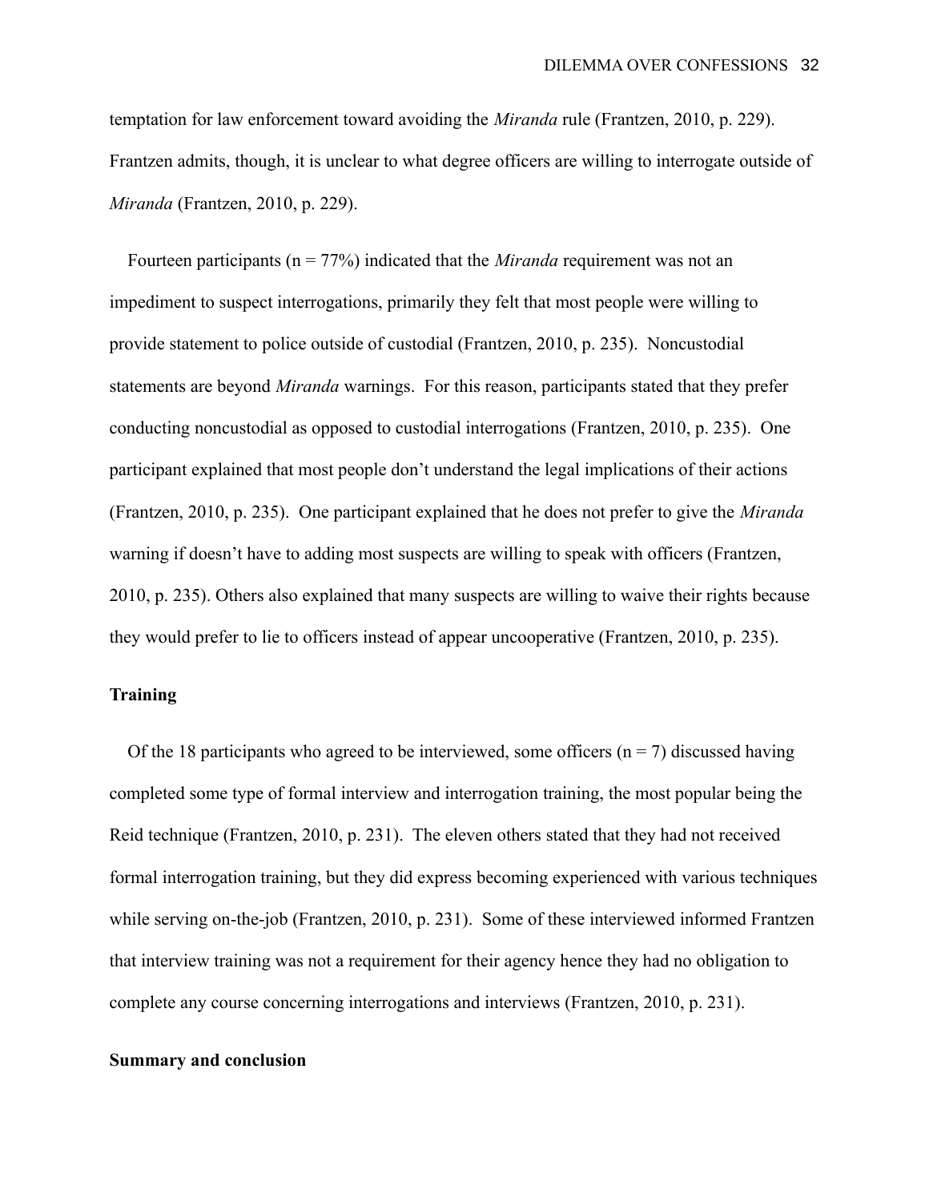temptation for law enforcement toward avoiding the *Miranda* rule (Frantzen, 2010, p. 229). Frantzen admits, though, it is unclear to what degree officers are willing to interrogate outside of *Miranda* (Frantzen, 2010, p. 229).

Fourteen participants (n = 77%) indicated that the *Miranda* requirement was not an impediment to suspect interrogations, primarily they felt that most people were willing to provide statement to police outside of custodial (Frantzen, 2010, p. 235). Noncustodial statements are beyond *Miranda* warnings. For this reason, participants stated that they prefer conducting noncustodial as opposed to custodial interrogations (Frantzen, 2010, p. 235). One participant explained that most people don't understand the legal implications of their actions (Frantzen, 2010, p. 235). One participant explained that he does not prefer to give the *Miranda* warning if doesn't have to adding most suspects are willing to speak with officers (Frantzen, 2010, p. 235). Others also explained that many suspects are willing to waive their rights because they would prefer to lie to officers instead of appear uncooperative (Frantzen, 2010, p. 235).

**Training**

Of the 18 participants who agreed to be interviewed, some officers (n = 7) discussed having completed some type of formal interview and interrogation training, the most popular being the Reid technique (Frantzen, 2010, p. 231). The eleven others stated that they had not received formal interrogation training, but they did express becoming experienced with various techniques while serving on-the-job (Frantzen, 2010, p. 231). Some of these interviewed informed Frantzen that interview training was not a requirement for their agency hence they had no obligation to complete any course concerning interrogations and interviews (Frantzen, 2010, p. 231).

**Summary and conclusion**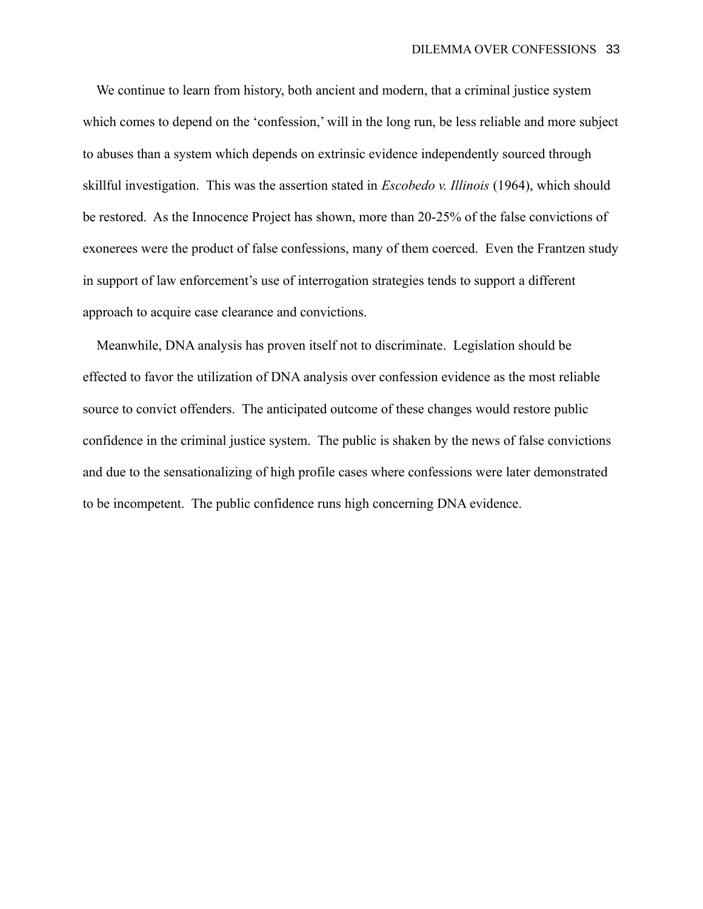We continue to learn from history, both ancient and modern, that a criminal justice system which comes to depend on the 'confession,' will in the long run, be less reliable and more subject to abuses than a system which depends on extrinsic evidence independently sourced through skillful investigation. This was the assertion stated in *Escobedo v. Illinois* (1964), which should be restored. As the Innocence Project has shown, more than 20-25% of the false convictions of exonerees were the product of false confessions, many of them coerced. Even the Frantzen study in support of law enforcement's use of interrogation strategies tends to support a different approach to acquire case clearance and convictions.

Meanwhile, DNA analysis has proven itself not to discriminate. Legislation should be effected to favor the utilization of DNA analysis over confession evidence as the most reliable source to convict offenders. The anticipated outcome of these changes would restore public confidence in the criminal justice system. The public is shaken by the news of false convictions and due to the sensationalizing of high profile cases where confessions were later demonstrated to be incompetent. The public confidence runs high concerning DNA evidence.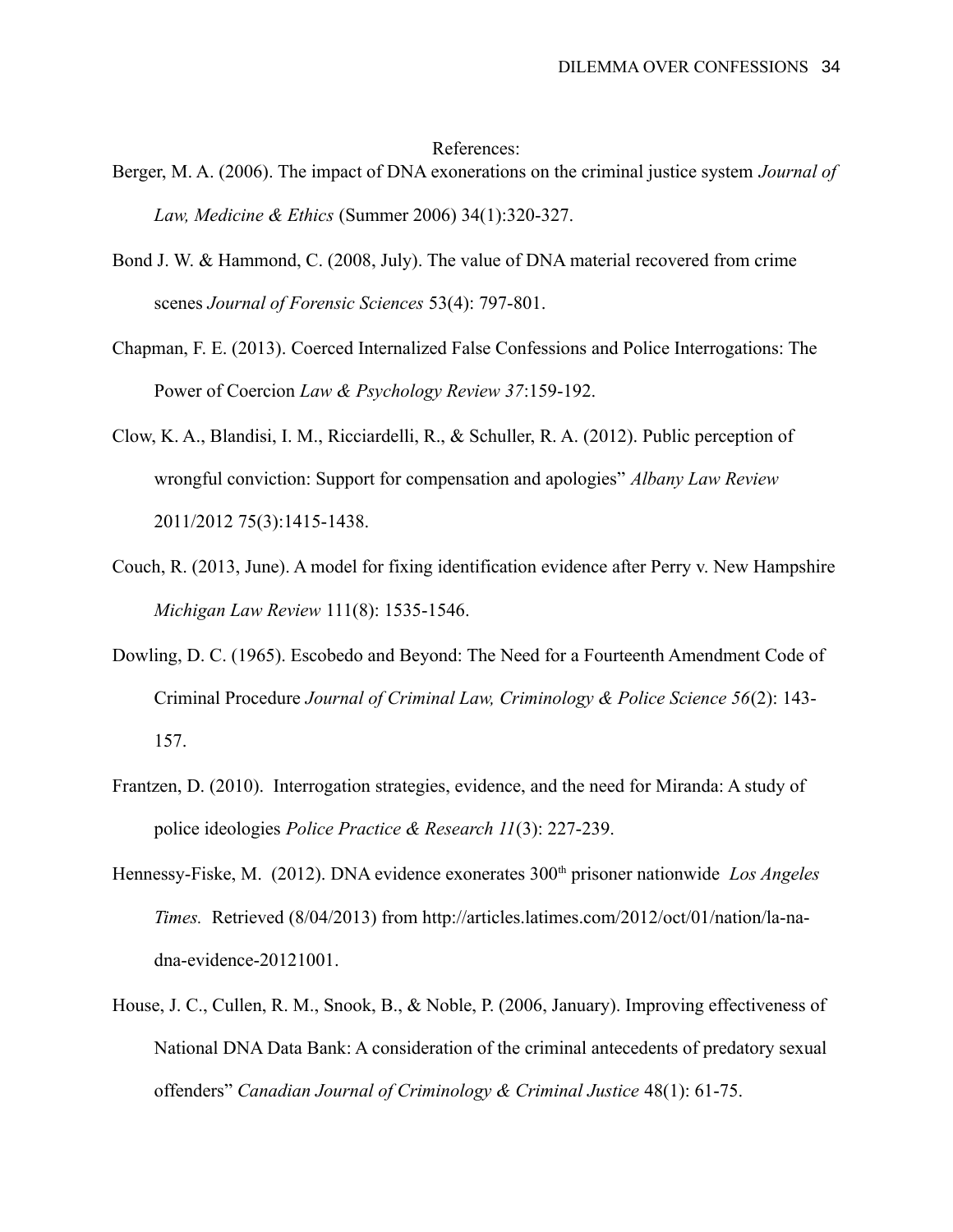References:

Berger, M. A. (2006). The impact of DNA exonerations on the criminal justice system *Journal of Law, Medicine & Ethics* (Summer 2006) 34(1):320-327.

Bond J. W. & Hammond, C. (2008, July). The value of DNA material recovered from crime scenes *Journal of Forensic Sciences* 53(4): 797-801.

Chapman, F. E. (2013). Coerced Internalized False Confessions and Police Interrogations: The Power of Coercion *Law & Psychology Review 37*:159-192.

Clow, K. A., Blandisi, I. M., Ricciardelli, R., & Schuller, R. A. (2012). Public perception of wrongful conviction: Support for compensation and apologies" *Albany Law Review* 2011/2012 75(3):1415-1438.

Couch, R. (2013, June). A model for fixing identification evidence after Perry v. New Hampshire *Michigan Law Review* 111(8): 1535-1546.

Dowling, D. C. (1965). Escobedo and Beyond: The Need for a Fourteenth Amendment Code of Criminal Procedure *Journal of Criminal Law, Criminology & Police Science 56*(2): 143-157.

Frantzen, D. (2010). Interrogation strategies, evidence, and the need for Miranda: A study of police ideologies *Police Practice & Research 11*(3): 227-239.

Hennessy-Fiske, M. (2012). DNA evidence exonerates 300th prisoner nationwide *Los Angeles Times.* Retrieved (8/04/2013) from http://articles.latimes.com/2012/oct/01/nation/la-na-dna-evidence-20121001.

House, J. C., Cullen, R. M., Snook, B., & Noble, P. (2006, January). Improving effectiveness of National DNA Data Bank: A consideration of the criminal antecedents of predatory sexual offenders" *Canadian Journal of Criminology & Criminal Justice* 48(1): 61-75.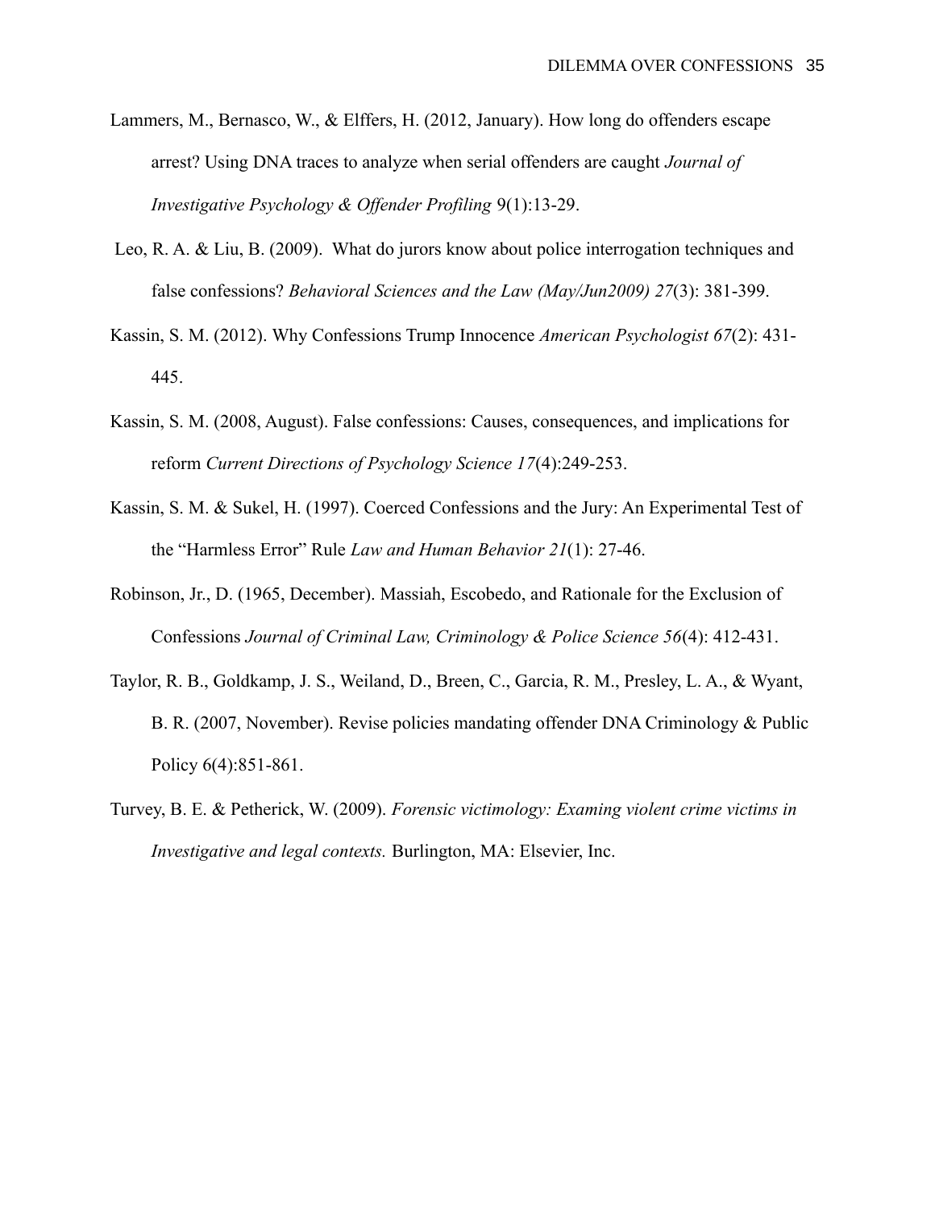Lammers, M., Bernasco, W., & Elffers, H. (2012, January). How long do offenders escape arrest? Using DNA traces to analyze when serial offenders are caught *Journal of Investigative Psychology & Offender Profiling* 9(1):13-29.

Leo, R. A. & Liu, B. (2009). What do jurors know about police interrogation techniques and false confessions? *Behavioral Sciences and the Law (May/Jun2009) 27*(3): 381-399.

Kassin, S. M. (2012). Why Confessions Trump Innocence *American Psychologist 67*(2): 431-445.

Kassin, S. M. (2008, August). False confessions: Causes, consequences, and implications for reform *Current Directions of Psychology Science 17*(4):249-253.

Kassin, S. M. & Sukel, H. (1997). Coerced Confessions and the Jury: An Experimental Test of the "Harmless Error" Rule *Law and Human Behavior 21*(1): 27-46.

Robinson, Jr., D. (1965, December). Massiah, Escobedo, and Rationale for the Exclusion of Confessions *Journal of Criminal Law, Criminology & Police Science 56*(4): 412-431.

Taylor, R. B., Goldkamp, J. S., Weiland, D., Breen, C., Garcia, R. M., Presley, L. A., & Wyant, B. R. (2007, November). Revise policies mandating offender DNA Criminology & Public Policy 6(4):851-861.

Turvey, B. E. & Petherick, W. (2009). *Forensic victimology: Examing violent crime victims in Investigative and legal contexts.* Burlington, MA: Elsevier, Inc.